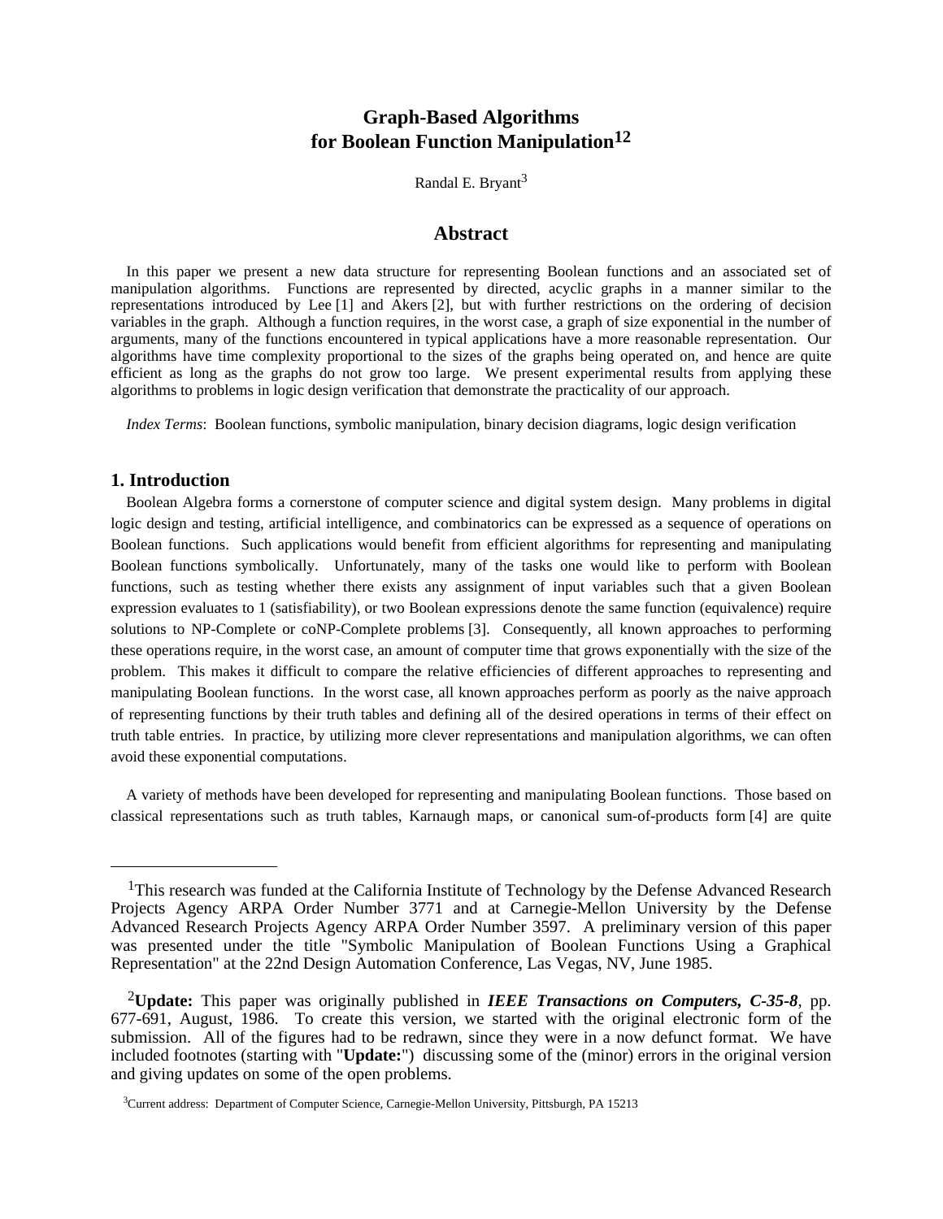# Graph-Based Algorithms for Boolean Function Manipulation[1][2]

Randal E. Bryant[3]

## Abstract

In this paper we present a new data structure for representing Boolean functions and an associated set of manipulation algorithms. Functions are represented by directed, acyclic graphs in a manner similar to the representations introduced by Lee [1] and Akers [2], but with further restrictions on the ordering of decision variables in the graph. Although a function requires, in the worst case, a graph of size exponential in the number of arguments, many of the functions encountered in typical applications have a more reasonable representation. Our algorithms have time complexity proportional to the sizes of the graphs being operated on, and hence are quite efficient as long as the graphs do not grow too large. We present experimental results from applying these algorithms to problems in logic design verification that demonstrate the practicality of our approach.

*Index Terms*: Boolean functions, symbolic manipulation, binary decision diagrams, logic design verification

## 1. Introduction

Boolean Algebra forms a cornerstone of computer science and digital system design. Many problems in digital logic design and testing, artificial intelligence, and combinatorics can be expressed as a sequence of operations on Boolean functions. Such applications would benefit from efficient algorithms for representing and manipulating Boolean functions symbolically. Unfortunately, many of the tasks one would like to perform with Boolean functions, such as testing whether there exists any assignment of input variables such that a given Boolean expression evaluates to 1 (satisfiability), or two Boolean expressions denote the same function (equivalence) require solutions to NP-Complete or coNP-Complete problems [3]. Consequently, all known approaches to performing these operations require, in the worst case, an amount of computer time that grows exponentially with the size of the problem. This makes it difficult to compare the relative efficiencies of different approaches to representing and manipulating Boolean functions. In the worst case, all known approaches perform as poorly as the naive approach of representing functions by their truth tables and defining all of the desired operations in terms of their effect on truth table entries. In practice, by utilizing more clever representations and manipulation algorithms, we can often avoid these exponential computations.

A variety of methods have been developed for representing and manipulating Boolean functions. Those based on classical representations such as truth tables, Karnaugh maps, or canonical sum-of-products form [4] are quite

---

[1]This research was funded at the California Institute of Technology by the Defense Advanced Research Projects Agency ARPA Order Number 3771 and at Carnegie-Mellon University by the Defense Advanced Research Projects Agency ARPA Order Number 3597. A preliminary version of this paper was presented under the title "Symbolic Manipulation of Boolean Functions Using a Graphical Representation" at the 22nd Design Automation Conference, Las Vegas, NV, June 1985.

[2]**Update:** This paper was originally published in ***IEEE Transactions on Computers, C-35-8***, pp. 677-691, August, 1986. To create this version, we started with the original electronic form of the submission. All of the figures had to be redrawn, since they were in a now defunct format. We have included footnotes (starting with "**Update:**") discussing some of the (minor) errors in the original version and giving updates on some of the open problems.

[3]Current address: Department of Computer Science, Carnegie-Mellon University, Pittsburgh, PA 15213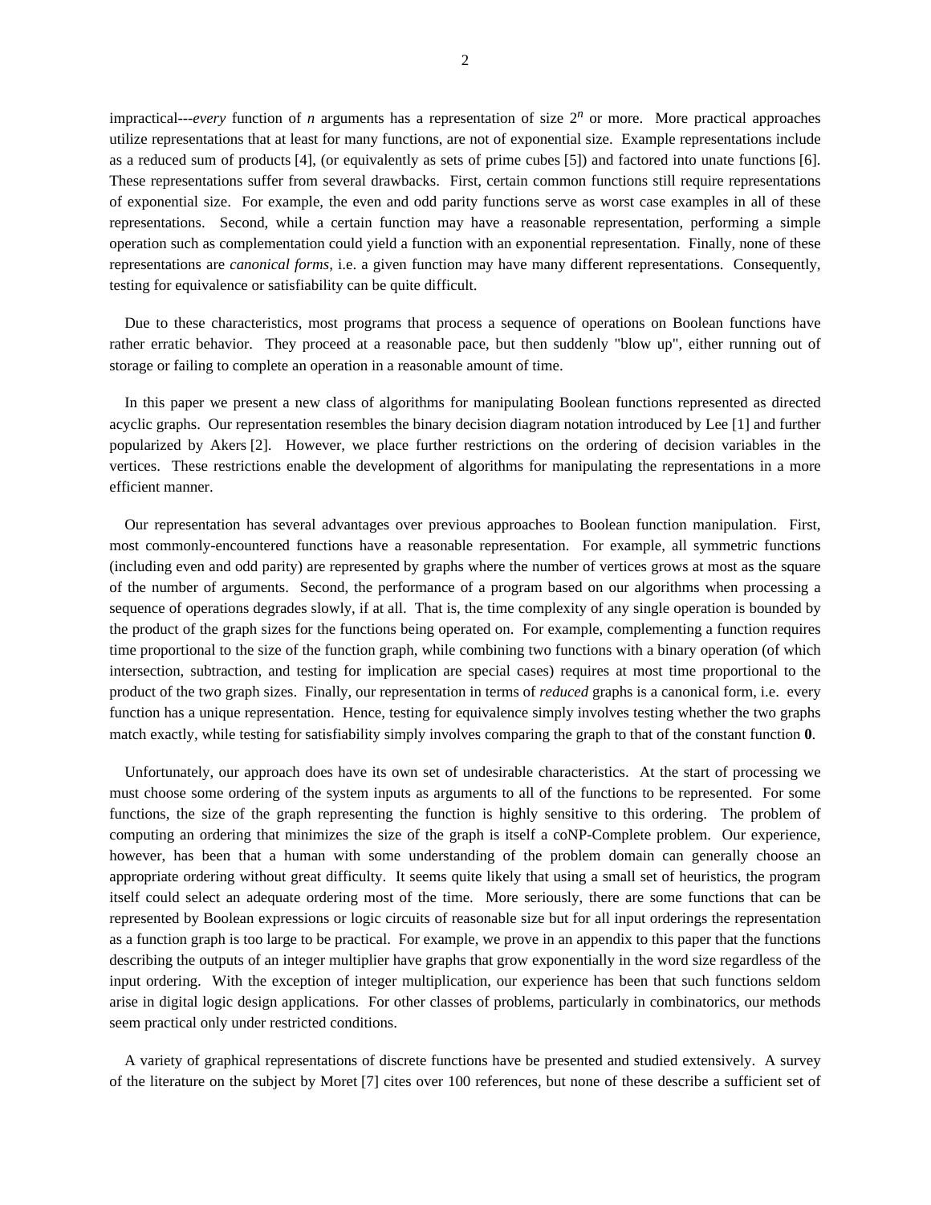impractical---*every* function of $n$ arguments has a representation of size $2^n$ or more. More practical approaches utilize representations that at least for many functions, are not of exponential size. Example representations include as a reduced sum of products [4], (or equivalently as sets of prime cubes [5]) and factored into unate functions [6]. These representations suffer from several drawbacks. First, certain common functions still require representations of exponential size. For example, the even and odd parity functions serve as worst case examples in all of these representations. Second, while a certain function may have a reasonable representation, performing a simple operation such as complementation could yield a function with an exponential representation. Finally, none of these representations are *canonical forms*, i.e. a given function may have many different representations. Consequently, testing for equivalence or satisfiability can be quite difficult.

Due to these characteristics, most programs that process a sequence of operations on Boolean functions have rather erratic behavior. They proceed at a reasonable pace, but then suddenly "blow up", either running out of storage or failing to complete an operation in a reasonable amount of time.

In this paper we present a new class of algorithms for manipulating Boolean functions represented as directed acyclic graphs. Our representation resembles the binary decision diagram notation introduced by Lee [1] and further popularized by Akers [2]. However, we place further restrictions on the ordering of decision variables in the vertices. These restrictions enable the development of algorithms for manipulating the representations in a more efficient manner.

Our representation has several advantages over previous approaches to Boolean function manipulation. First, most commonly-encountered functions have a reasonable representation. For example, all symmetric functions (including even and odd parity) are represented by graphs where the number of vertices grows at most as the square of the number of arguments. Second, the performance of a program based on our algorithms when processing a sequence of operations degrades slowly, if at all. That is, the time complexity of any single operation is bounded by the product of the graph sizes for the functions being operated on. For example, complementing a function requires time proportional to the size of the function graph, while combining two functions with a binary operation (of which intersection, subtraction, and testing for implication are special cases) requires at most time proportional to the product of the two graph sizes. Finally, our representation in terms of *reduced* graphs is a canonical form, i.e. every function has a unique representation. Hence, testing for equivalence simply involves testing whether the two graphs match exactly, while testing for satisfiability simply involves comparing the graph to that of the constant function **0**.

Unfortunately, our approach does have its own set of undesirable characteristics. At the start of processing we must choose some ordering of the system inputs as arguments to all of the functions to be represented. For some functions, the size of the graph representing the function is highly sensitive to this ordering. The problem of computing an ordering that minimizes the size of the graph is itself a coNP-Complete problem. Our experience, however, has been that a human with some understanding of the problem domain can generally choose an appropriate ordering without great difficulty. It seems quite likely that using a small set of heuristics, the program itself could select an adequate ordering most of the time. More seriously, there are some functions that can be represented by Boolean expressions or logic circuits of reasonable size but for all input orderings the representation as a function graph is too large to be practical. For example, we prove in an appendix to this paper that the functions describing the outputs of an integer multiplier have graphs that grow exponentially in the word size regardless of the input ordering. With the exception of integer multiplication, our experience has been that such functions seldom arise in digital logic design applications. For other classes of problems, particularly in combinatorics, our methods seem practical only under restricted conditions.

A variety of graphical representations of discrete functions have be presented and studied extensively. A survey of the literature on the subject by Moret [7] cites over 100 references, but none of these describe a sufficient set of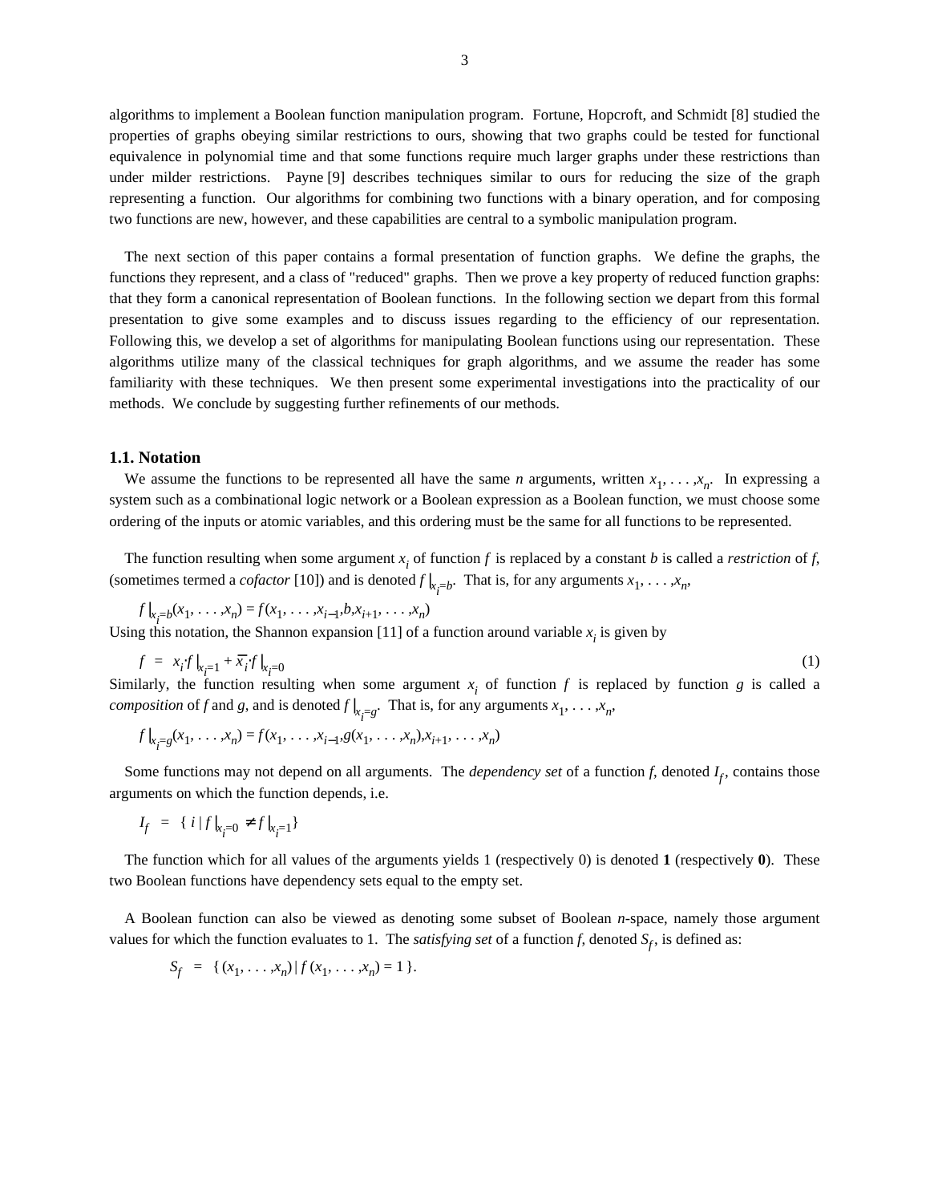algorithms to implement a Boolean function manipulation program. Fortune, Hopcroft, and Schmidt [8] studied the properties of graphs obeying similar restrictions to ours, showing that two graphs could be tested for functional equivalence in polynomial time and that some functions require much larger graphs under these restrictions than under milder restrictions. Payne [9] describes techniques similar to ours for reducing the size of the graph representing a function. Our algorithms for combining two functions with a binary operation, and for composing two functions are new, however, and these capabilities are central to a symbolic manipulation program.

The next section of this paper contains a formal presentation of function graphs. We define the graphs, the functions they represent, and a class of "reduced" graphs. Then we prove a key property of reduced function graphs: that they form a canonical representation of Boolean functions. In the following section we depart from this formal presentation to give some examples and to discuss issues regarding to the efficiency of our representation. Following this, we develop a set of algorithms for manipulating Boolean functions using our representation. These algorithms utilize many of the classical techniques for graph algorithms, and we assume the reader has some familiarity with these techniques. We then present some experimental investigations into the practicality of our methods. We conclude by suggesting further refinements of our methods.

### 1.1. Notation

We assume the functions to be represented all have the same $n$ arguments, written $x_1, \ldots, x_n$. In expressing a system such as a combinational logic network or a Boolean expression as a Boolean function, we must choose some ordering of the inputs or atomic variables, and this ordering must be the same for all functions to be represented.

The function resulting when some argument $x_i$ of function $f$ is replaced by a constant $b$ is called a *restriction* of $f$, (sometimes termed a *cofactor* [10]) and is denoted $f|_{x_i=b}$. That is, for any arguments $x_1, \ldots, x_n$,

$$f|_{x_i=b}(x_1, \ldots, x_n) = f(x_1, \ldots, x_{i-1}, b, x_{i+1}, \ldots, x_n)$$

Using this notation, the Shannon expansion [11] of a function around variable $x_i$ is given by

$$f \;=\; x_i \cdot f|_{x_i=1} + \overline{x}_i \cdot f|_{x_i=0} \tag{1}$$

Similarly, the function resulting when some argument $x_i$ of function $f$ is replaced by function $g$ is called a *composition* of $f$ and $g$, and is denoted $f|_{x_i=g}$. That is, for any arguments $x_1, \ldots, x_n$,

$$f|_{x_i=g}(x_1, \ldots, x_n) = f(x_1, \ldots, x_{i-1}, g(x_1, \ldots, x_n), x_{i+1}, \ldots, x_n)$$

Some functions may not depend on all arguments. The *dependency set* of a function $f$, denoted $I_f$, contains those arguments on which the function depends, i.e.

$$I_f \;=\; \{\, i \mid f|_{x_i=0} \neq f|_{x_i=1} \}$$

The function which for all values of the arguments yields 1 (respectively 0) is denoted **1** (respectively **0**). These two Boolean functions have dependency sets equal to the empty set.

A Boolean function can also be viewed as denoting some subset of Boolean $n$-space, namely those argument values for which the function evaluates to 1. The *satisfying set* of a function $f$, denoted $S_f$, is defined as:

$$S_f \;=\; \{\, (x_1, \ldots, x_n) \mid f(x_1, \ldots, x_n) = 1 \,\}.$$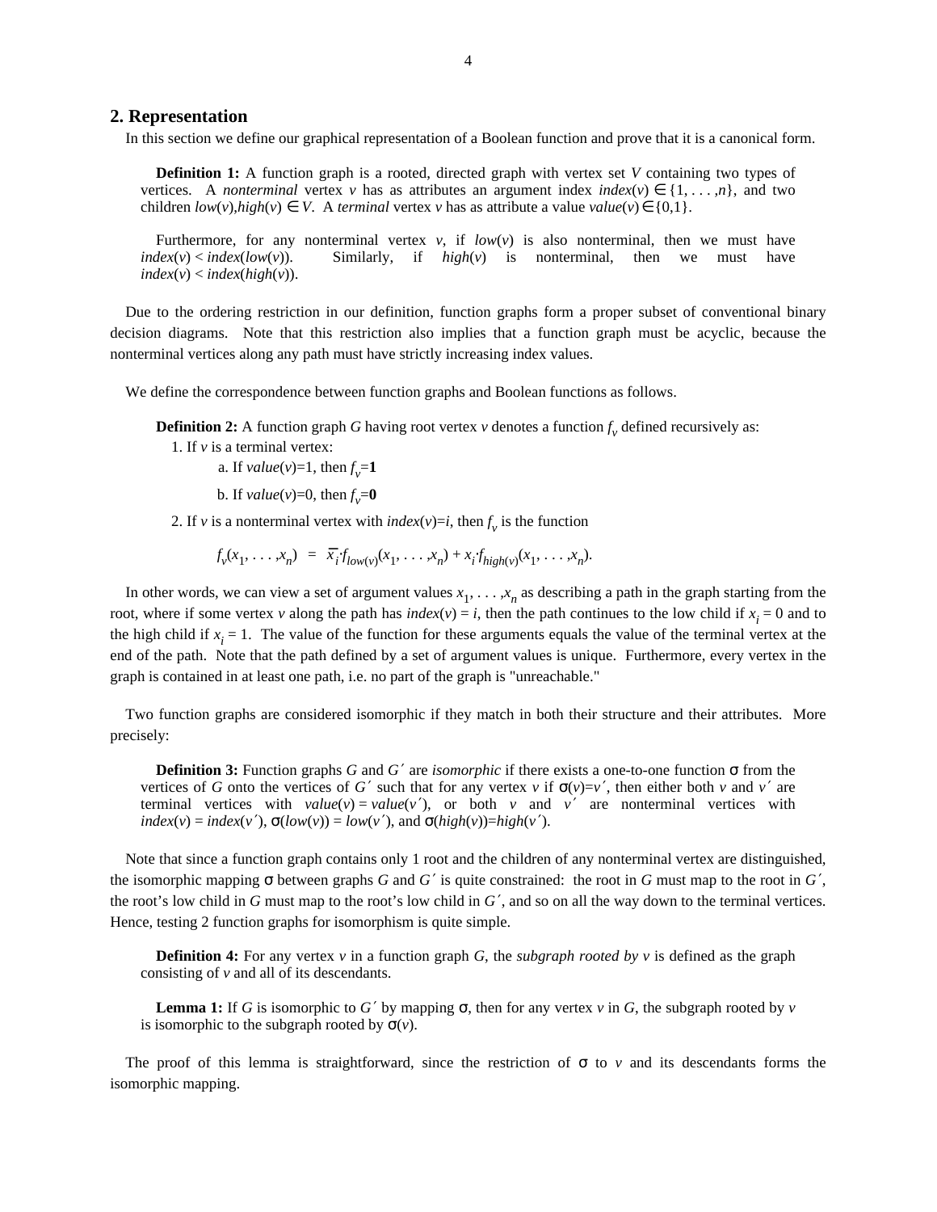## 2. Representation

In this section we define our graphical representation of a Boolean function and prove that it is a canonical form.

> **Definition 1:** A function graph is a rooted, directed graph with vertex set $V$ containing two types of vertices. A *nonterminal* vertex $v$ has as attributes an argument index $index(v) \in \{1, \ldots, n\}$, and two children $low(v), high(v) \in V$. A *terminal* vertex $v$ has as attribute a value $value(v) \in \{0,1\}$.
>
> Furthermore, for any nonterminal vertex $v$, if $low(v)$ is also nonterminal, then we must have $index(v) < index(low(v))$. Similarly, if $high(v)$ is nonterminal, then we must have $index(v) < index(high(v))$.

Due to the ordering restriction in our definition, function graphs form a proper subset of conventional binary decision diagrams. Note that this restriction also implies that a function graph must be acyclic, because the nonterminal vertices along any path must have strictly increasing index values.

We define the correspondence between function graphs and Boolean functions as follows.

> **Definition 2:** A function graph $G$ having root vertex $v$ denotes a function $f_v$ defined recursively as:
>
> 1. If $v$ is a terminal vertex:
>    a. If $value(v)$=1, then $f_v$=**1**
>    b. If $value(v)$=0, then $f_v$=**0**
> 2. If $v$ is a nonterminal vertex with $index(v)$=$i$, then $f_v$ is the function
>
> $$f_v(x_1, \ldots, x_n) = \overline{x}_i \cdot f_{low(v)}(x_1, \ldots, x_n) + x_i \cdot f_{high(v)}(x_1, \ldots, x_n).$$

In other words, we can view a set of argument values $x_1, \ldots, x_n$ as describing a path in the graph starting from the root, where if some vertex $v$ along the path has $index(v) = i$, then the path continues to the low child if $x_i = 0$ and to the high child if $x_i = 1$. The value of the function for these arguments equals the value of the terminal vertex at the end of the path. Note that the path defined by a set of argument values is unique. Furthermore, every vertex in the graph is contained in at least one path, i.e. no part of the graph is "unreachable."

Two function graphs are considered isomorphic if they match in both their structure and their attributes. More precisely:

> **Definition 3:** Function graphs $G$ and $G'$ are *isomorphic* if there exists a one-to-one function $\sigma$ from the vertices of $G$ onto the vertices of $G'$ such that for any vertex $v$ if $\sigma(v)=v'$, then either both $v$ and $v'$ are terminal vertices with $value(v) = value(v')$, or both $v$ and $v'$ are nonterminal vertices with $index(v) = index(v')$, $\sigma(low(v)) = low(v')$, and $\sigma(high(v))=high(v')$.

Note that since a function graph contains only 1 root and the children of any nonterminal vertex are distinguished, the isomorphic mapping $\sigma$ between graphs $G$ and $G'$ is quite constrained: the root in $G$ must map to the root in $G'$, the root's low child in $G$ must map to the root's low child in $G'$, and so on all the way down to the terminal vertices. Hence, testing 2 function graphs for isomorphism is quite simple.

> **Definition 4:** For any vertex $v$ in a function graph $G$, the *subgraph rooted by v* is defined as the graph consisting of $v$ and all of its descendants.

> **Lemma 1:** If $G$ is isomorphic to $G'$ by mapping $\sigma$, then for any vertex $v$ in $G$, the subgraph rooted by $v$ is isomorphic to the subgraph rooted by $\sigma(v)$.

The proof of this lemma is straightforward, since the restriction of $\sigma$ to $v$ and its descendants forms the isomorphic mapping.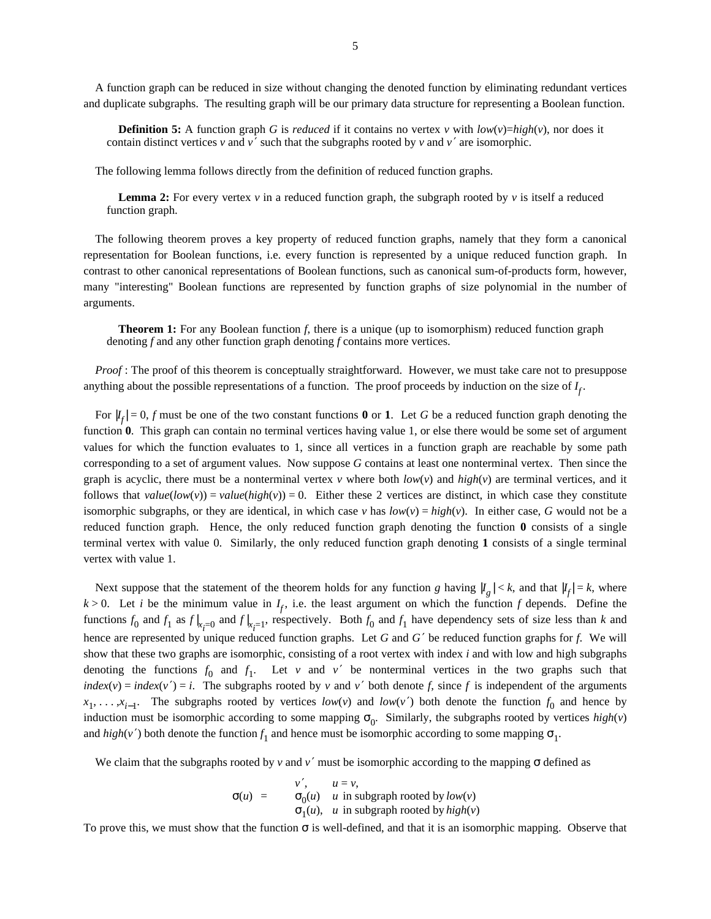A function graph can be reduced in size without changing the denoted function by eliminating redundant vertices and duplicate subgraphs. The resulting graph will be our primary data structure for representing a Boolean function.

**Definition 5:** A function graph $G$ is *reduced* if it contains no vertex $v$ with $low(v)=high(v)$, nor does it contain distinct vertices $v$ and $v'$ such that the subgraphs rooted by $v$ and $v'$ are isomorphic.

The following lemma follows directly from the definition of reduced function graphs.

**Lemma 2:** For every vertex $v$ in a reduced function graph, the subgraph rooted by $v$ is itself a reduced function graph.

The following theorem proves a key property of reduced function graphs, namely that they form a canonical representation for Boolean functions, i.e. every function is represented by a unique reduced function graph. In contrast to other canonical representations of Boolean functions, such as canonical sum-of-products form, however, many "interesting" Boolean functions are represented by function graphs of size polynomial in the number of arguments.

**Theorem 1:** For any Boolean function $f$, there is a unique (up to isomorphism) reduced function graph denoting $f$ and any other function graph denoting $f$ contains more vertices.

*Proof* : The proof of this theorem is conceptually straightforward. However, we must take care not to presuppose anything about the possible representations of a function. The proof proceeds by induction on the size of $I_f$.

For $|I_f| = 0$, $f$ must be one of the two constant functions **0** or **1**. Let $G$ be a reduced function graph denoting the function **0**. This graph can contain no terminal vertices having value 1, or else there would be some set of argument values for which the function evaluates to 1, since all vertices in a function graph are reachable by some path corresponding to a set of argument values. Now suppose $G$ contains at least one nonterminal vertex. Then since the graph is acyclic, there must be a nonterminal vertex $v$ where both $low(v)$ and $high(v)$ are terminal vertices, and it follows that $value(low(v)) = value(high(v)) = 0$. Either these 2 vertices are distinct, in which case they constitute isomorphic subgraphs, or they are identical, in which case $v$ has $low(v) = high(v)$. In either case, $G$ would not be a reduced function graph. Hence, the only reduced function graph denoting the function **0** consists of a single terminal vertex with value 0. Similarly, the only reduced function graph denoting **1** consists of a single terminal vertex with value 1.

Next suppose that the statement of the theorem holds for any function $g$ having $|I_g| < k$, and that $|I_f| = k$, where $k > 0$. Let $i$ be the minimum value in $I_f$, i.e. the least argument on which the function $f$ depends. Define the functions $f_0$ and $f_1$ as $f|_{x_i=0}$ and $f|_{x_i=1}$, respectively. Both $f_0$ and $f_1$ have dependency sets of size less than $k$ and hence are represented by unique reduced function graphs. Let $G$ and $G'$ be reduced function graphs for $f$. We will show that these two graphs are isomorphic, consisting of a root vertex with index $i$ and with low and high subgraphs denoting the functions $f_0$ and $f_1$. Let $v$ and $v'$ be nonterminal vertices in the two graphs such that $index(v) = index(v') = i$. The subgraphs rooted by $v$ and $v'$ both denote $f$, since $f$ is independent of the arguments $x_1, \ldots, x_{i-1}$. The subgraphs rooted by vertices $low(v)$ and $low(v')$ both denote the function $f_0$ and hence by induction must be isomorphic according to some mapping $\sigma_0$. Similarly, the subgraphs rooted by vertices $high(v)$ and $high(v')$ both denote the function $f_1$ and hence must be isomorphic according to some mapping $\sigma_1$.

We claim that the subgraphs rooted by $v$ and $v'$ must be isomorphic according to the mapping $\sigma$ defined as

$$\sigma(u) = \begin{cases} v', & u = v, \\ \sigma_0(u) & u \text{ in subgraph rooted by } low(v) \\ \sigma_1(u), & u \text{ in subgraph rooted by } high(v) \end{cases}$$

To prove this, we must show that the function $\sigma$ is well-defined, and that it is an isomorphic mapping. Observe that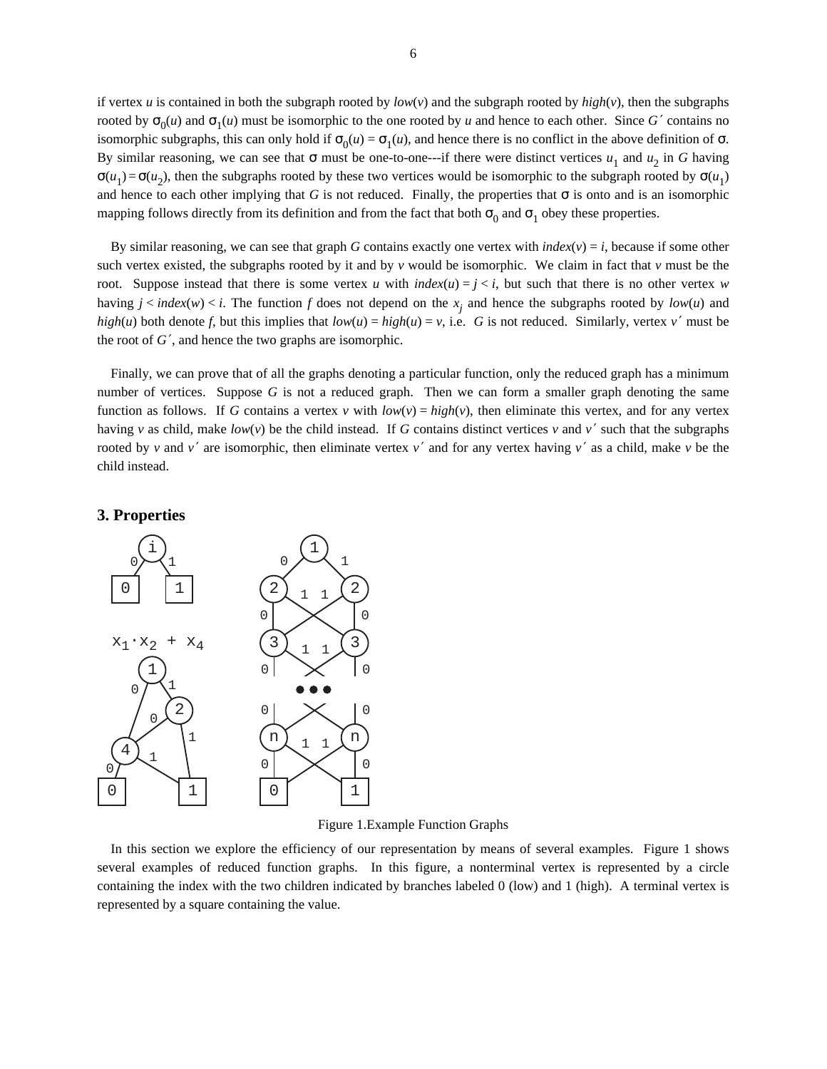if vertex $u$ is contained in both the subgraph rooted by $low(v)$ and the subgraph rooted by $high(v)$, then the subgraphs rooted by $\sigma_0(u)$ and $\sigma_1(u)$ must be isomorphic to the one rooted by $u$ and hence to each other. Since $G'$ contains no isomorphic subgraphs, this can only hold if $\sigma_0(u) = \sigma_1(u)$, and hence there is no conflict in the above definition of $\sigma$. By similar reasoning, we can see that $\sigma$ must be one-to-one---if there were distinct vertices $u_1$ and $u_2$ in $G$ having $\sigma(u_1) = \sigma(u_2)$, then the subgraphs rooted by these two vertices would be isomorphic to the subgraph rooted by $\sigma(u_1)$ and hence to each other implying that $G$ is not reduced. Finally, the properties that $\sigma$ is onto and is an isomorphic mapping follows directly from its definition and from the fact that both $\sigma_0$ and $\sigma_1$ obey these properties.

By similar reasoning, we can see that graph $G$ contains exactly one vertex with $index(v) = i$, because if some other such vertex existed, the subgraphs rooted by it and by $v$ would be isomorphic. We claim in fact that $v$ must be the root. Suppose instead that there is some vertex $u$ with $index(u) = j < i$, but such that there is no other vertex $w$ having $j < index(w) < i$. The function $f$ does not depend on the $x_j$ and hence the subgraphs rooted by $low(u)$ and $high(u)$ both denote $f$, but this implies that $low(u) = high(u) = v$, i.e. $G$ is not reduced. Similarly, vertex $v'$ must be the root of $G'$, and hence the two graphs are isomorphic.

Finally, we can prove that of all the graphs denoting a particular function, only the reduced graph has a minimum number of vertices. Suppose $G$ is not a reduced graph. Then we can form a smaller graph denoting the same function as follows. If $G$ contains a vertex $v$ with $low(v) = high(v)$, then eliminate this vertex, and for any vertex having $v$ as child, make $low(v)$ be the child instead. If $G$ contains distinct vertices $v$ and $v'$ such that the subgraphs rooted by $v$ and $v'$ are isomorphic, then eliminate vertex $v'$ and for any vertex having $v'$ as a child, make $v$ be the child instead.

## 3. Properties

$x_1 \cdot x_2 + x_4$

Figure 1.Example Function Graphs

In this section we explore the efficiency of our representation by means of several examples. Figure 1 shows several examples of reduced function graphs. In this figure, a nonterminal vertex is represented by a circle containing the index with the two children indicated by branches labeled 0 (low) and 1 (high). A terminal vertex is represented by a square containing the value.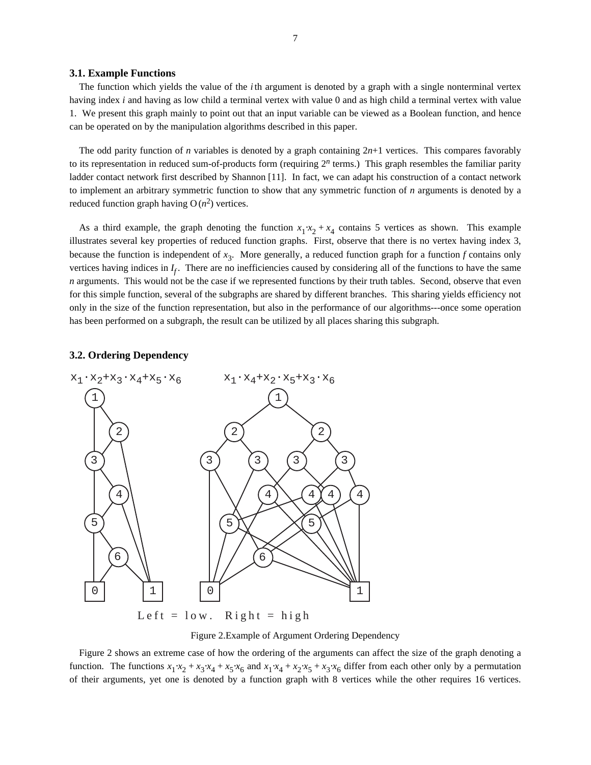### 3.1. Example Functions

The function which yields the value of the $i$th argument is denoted by a graph with a single nonterminal vertex having index $i$ and having as low child a terminal vertex with value 0 and as high child a terminal vertex with value 1. We present this graph mainly to point out that an input variable can be viewed as a Boolean function, and hence can be operated on by the manipulation algorithms described in this paper.

The odd parity function of $n$ variables is denoted by a graph containing $2n+1$ vertices. This compares favorably to its representation in reduced sum-of-products form (requiring $2^n$ terms.) This graph resembles the familiar parity ladder contact network first described by Shannon [11]. In fact, we can adapt his construction of a contact network to implement an arbitrary symmetric function to show that any symmetric function of $n$ arguments is denoted by a reduced function graph having $O(n^2)$ vertices.

As a third example, the graph denoting the function $x_1 \cdot x_2 + x_4$ contains 5 vertices as shown. This example illustrates several key properties of reduced function graphs. First, observe that there is no vertex having index 3, because the function is independent of $x_3$. More generally, a reduced function graph for a function $f$ contains only vertices having indices in $I_f$. There are no inefficiencies caused by considering all of the functions to have the same $n$ arguments. This would not be the case if we represented functions by their truth tables. Second, observe that even for this simple function, several of the subgraphs are shared by different branches. This sharing yields efficiency not only in the size of the function representation, but also in the performance of our algorithms---once some operation has been performed on a subgraph, the result can be utilized by all places sharing this subgraph.

### 3.2. Ordering Dependency

Figure 2.Example of Argument Ordering Dependency

Figure 2 shows an extreme case of how the ordering of the arguments can affect the size of the graph denoting a function. The functions $x_1 \cdot x_2 + x_3 \cdot x_4 + x_5 \cdot x_6$ and $x_1 \cdot x_4 + x_2 \cdot x_5 + x_3 \cdot x_6$ differ from each other only by a permutation of their arguments, yet one is denoted by a function graph with 8 vertices while the other requires 16 vertices.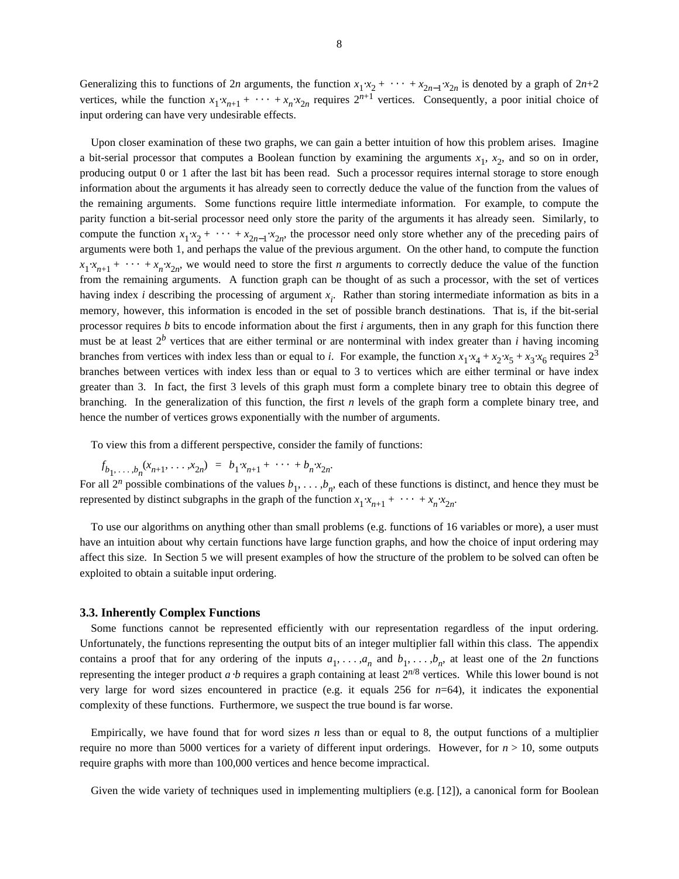Generalizing this to functions of $2n$ arguments, the function $x_1 \cdot x_2 + \cdots + x_{2n-1} \cdot x_{2n}$ is denoted by a graph of $2n+2$ vertices, while the function $x_1 \cdot x_{n+1} + \cdots + x_n \cdot x_{2n}$ requires $2^{n+1}$ vertices. Consequently, a poor initial choice of input ordering can have very undesirable effects.

Upon closer examination of these two graphs, we can gain a better intuition of how this problem arises. Imagine a bit-serial processor that computes a Boolean function by examining the arguments $x_1$, $x_2$, and so on in order, producing output 0 or 1 after the last bit has been read. Such a processor requires internal storage to store enough information about the arguments it has already seen to correctly deduce the value of the function from the values of the remaining arguments. Some functions require little intermediate information. For example, to compute the parity function a bit-serial processor need only store the parity of the arguments it has already seen. Similarly, to compute the function $x_1 \cdot x_2 + \cdots + x_{2n-1} \cdot x_{2n}$, the processor need only store whether any of the preceding pairs of arguments were both 1, and perhaps the value of the previous argument. On the other hand, to compute the function $x_1 \cdot x_{n+1} + \cdots + x_n \cdot x_{2n}$, we would need to store the first $n$ arguments to correctly deduce the value of the function from the remaining arguments. A function graph can be thought of as such a processor, with the set of vertices having index $i$ describing the processing of argument $x_i$. Rather than storing intermediate information as bits in a memory, however, this information is encoded in the set of possible branch destinations. That is, if the bit-serial processor requires $b$ bits to encode information about the first $i$ arguments, then in any graph for this function there must be at least $2^b$ vertices that are either terminal or are nonterminal with index greater than $i$ having incoming branches from vertices with index less than or equal to $i$. For example, the function $x_1 \cdot x_4 + x_2 \cdot x_5 + x_3 \cdot x_6$ requires $2^3$ branches between vertices with index less than or equal to 3 to vertices which are either terminal or have index greater than 3. In fact, the first 3 levels of this graph must form a complete binary tree to obtain this degree of branching. In the generalization of this function, the first $n$ levels of the graph form a complete binary tree, and hence the number of vertices grows exponentially with the number of arguments.

To view this from a different perspective, consider the family of functions:

$$f_{b_1, \ldots, b_n}(x_{n+1}, \ldots, x_{2n}) = b_1 \cdot x_{n+1} + \cdots + b_n \cdot x_{2n}.$$

For all $2^n$ possible combinations of the values $b_1, \ldots, b_n$, each of these functions is distinct, and hence they must be represented by distinct subgraphs in the graph of the function $x_1 \cdot x_{n+1} + \cdots + x_n \cdot x_{2n}$.

To use our algorithms on anything other than small problems (e.g. functions of 16 variables or more), a user must have an intuition about why certain functions have large function graphs, and how the choice of input ordering may affect this size. In Section 5 we will present examples of how the structure of the problem to be solved can often be exploited to obtain a suitable input ordering.

### 3.3. Inherently Complex Functions

Some functions cannot be represented efficiently with our representation regardless of the input ordering. Unfortunately, the functions representing the output bits of an integer multiplier fall within this class. The appendix contains a proof that for any ordering of the inputs $a_1, \ldots, a_n$ and $b_1, \ldots, b_n$, at least one of the $2n$ functions representing the integer product $a \cdot b$ requires a graph containing at least $2^{n/8}$ vertices. While this lower bound is not very large for word sizes encountered in practice (e.g. it equals 256 for $n$=64), it indicates the exponential complexity of these functions. Furthermore, we suspect the true bound is far worse.

Empirically, we have found that for word sizes $n$ less than or equal to 8, the output functions of a multiplier require no more than 5000 vertices for a variety of different input orderings. However, for $n > 10$, some outputs require graphs with more than 100,000 vertices and hence become impractical.

Given the wide variety of techniques used in implementing multipliers (e.g. [12]), a canonical form for Boolean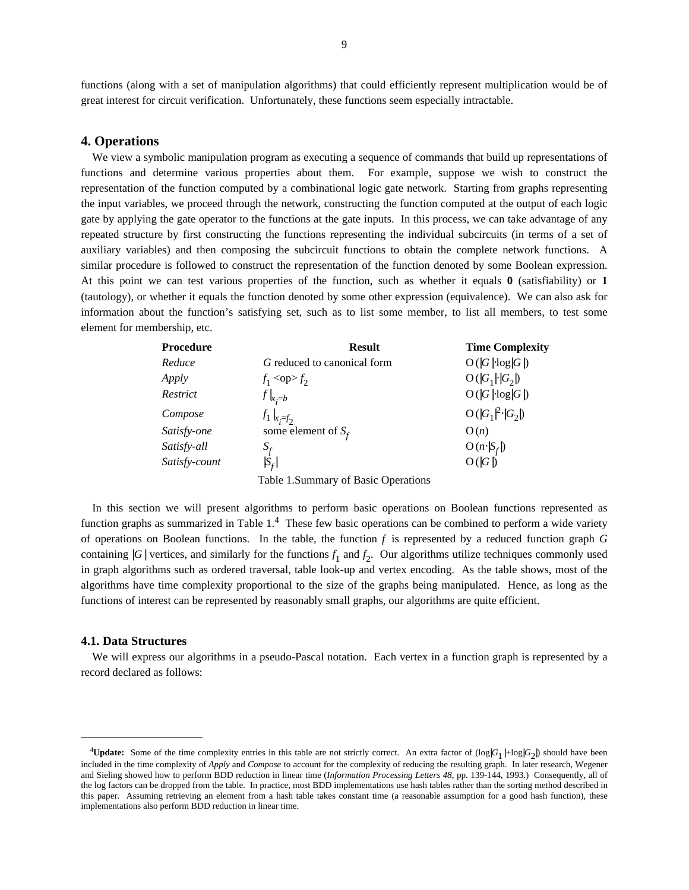functions (along with a set of manipulation algorithms) that could efficiently represent multiplication would be of great interest for circuit verification. Unfortunately, these functions seem especially intractable.

## 4. Operations

We view a symbolic manipulation program as executing a sequence of commands that build up representations of functions and determine various properties about them. For example, suppose we wish to construct the representation of the function computed by a combinational logic gate network. Starting from graphs representing the input variables, we proceed through the network, constructing the function computed at the output of each logic gate by applying the gate operator to the functions at the gate inputs. In this process, we can take advantage of any repeated structure by first constructing the functions representing the individual subcircuits (in terms of a set of auxiliary variables) and then composing the subcircuit functions to obtain the complete network functions. A similar procedure is followed to construct the representation of the function denoted by some Boolean expression. At this point we can test various properties of the function, such as whether it equals **0** (satisfiability) or **1** (tautology), or whether it equals the function denoted by some other expression (equivalence). We can also ask for information about the function's satisfying set, such as to list some member, to list all members, to test some element for membership, etc.

| Procedure | Result | Time Complexity |
|---|---|---|
| *Reduce* | $G$ reduced to canonical form | $O(\|G\| \cdot \log \|G\|)$ |
| *Apply* | $f_1$ <op> $f_2$ | $O(\|G_1\| \cdot \|G_2\|)$ |
| *Restrict* | $f\|_{x_i=b}$ | $O(\|G\| \cdot \log \|G\|)$ |
| *Compose* | $f_1\|_{x_i=f_2}$ | $O(\|G_1\|^2 \cdot \|G_2\|)$ |
| *Satisfy-one* | some element of $S_f$ | $O(n)$ |
| *Satisfy-all* | $S_f$ | $O(n \cdot \|S_f\|)$ |
| *Satisfy-count* | $\|S_f\|$ | $O(\|G\|)$ |

Table 1. Summary of Basic Operations

In this section we will present algorithms to perform basic operations on Boolean functions represented as function graphs as summarized in Table 1.[4] These few basic operations can be combined to perform a wide variety of operations on Boolean functions. In the table, the function $f$ is represented by a reduced function graph $G$ containing $|G|$ vertices, and similarly for the functions $f_1$ and $f_2$. Our algorithms utilize techniques commonly used in graph algorithms such as ordered traversal, table look-up and vertex encoding. As the table shows, most of the algorithms have time complexity proportional to the size of the graphs being manipulated. Hence, as long as the functions of interest can be represented by reasonably small graphs, our algorithms are quite efficient.

### 4.1. Data Structures

We will express our algorithms in a pseudo-Pascal notation. Each vertex in a function graph is represented by a record declared as follows:

[4] **Update:** Some of the time complexity entries in this table are not strictly correct. An extra factor of $(\log|G_1| + \log|G_2|)$ should have been included in the time complexity of *Apply* and *Compose* to account for the complexity of reducing the resulting graph. In later research, Wegener and Sieling showed how to perform BDD reduction in linear time (*Information Processing Letters 48*, pp. 139-144, 1993.) Consequently, all of the log factors can be dropped from the table. In practice, most BDD implementations use hash tables rather than the sorting method described in this paper. Assuming retrieving an element from a hash table takes constant time (a reasonable assumption for a good hash function), these implementations also perform BDD reduction in linear time.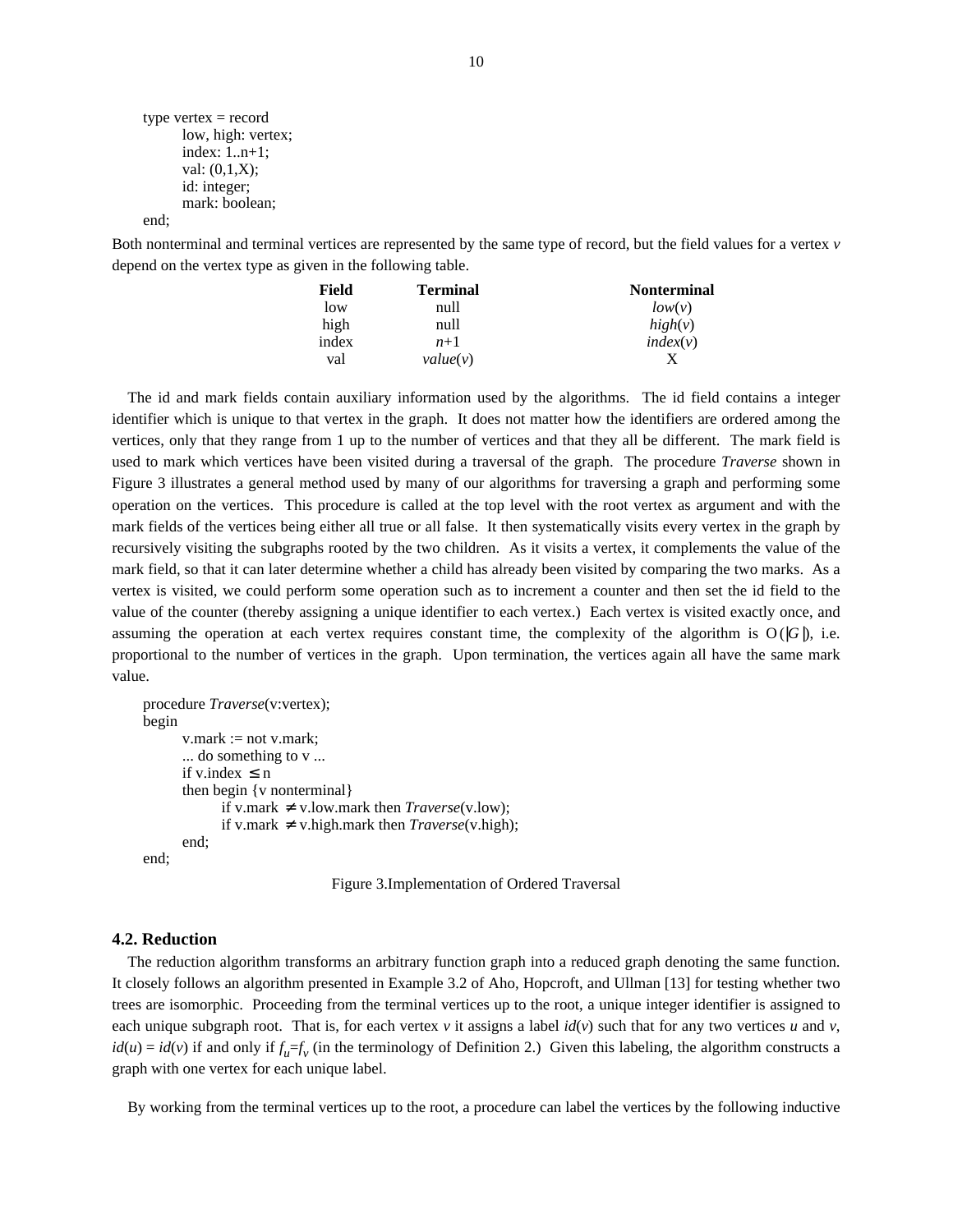```
type vertex = record
        low, high: vertex;
        index: 1..n+1;
        val: (0,1,X);
        id: integer;
        mark: boolean;
end;
```

Both nonterminal and terminal vertices are represented by the same type of record, but the field values for a vertex *v* depend on the vertex type as given in the following table.

| **Field** | **Terminal** | **Nonterminal** |
|---|---|---|
| low | null | *low*(*v*) |
| high | null | *high*(*v*) |
| index | *n*+1 | *index*(*v*) |
| val | *value*(*v*) | X |

The id and mark fields contain auxiliary information used by the algorithms. The id field contains a integer identifier which is unique to that vertex in the graph. It does not matter how the identifiers are ordered among the vertices, only that they range from 1 up to the number of vertices and that they all be different. The mark field is used to mark which vertices have been visited during a traversal of the graph. The procedure *Traverse* shown in Figure 3 illustrates a general method used by many of our algorithms for traversing a graph and performing some operation on the vertices. This procedure is called at the top level with the root vertex as argument and with the mark fields of the vertices being either all true or all false. It then systematically visits every vertex in the graph by recursively visiting the subgraphs rooted by the two children. As it visits a vertex, it complements the value of the mark field, so that it can later determine whether a child has already been visited by comparing the two marks. As a vertex is visited, we could perform some operation such as to increment a counter and then set the id field to the value of the counter (thereby assigning a unique identifier to each vertex.) Each vertex is visited exactly once, and assuming the operation at each vertex requires constant time, the complexity of the algorithm is $O(|G|)$, i.e. proportional to the number of vertices in the graph. Upon termination, the vertices again all have the same mark value.

```
procedure Traverse(v:vertex);
begin
        v.mark := not v.mark;
        ... do something to v ...
        if v.index ≤ n
        then begin {v nonterminal}
                if v.mark ≠ v.low.mark then Traverse(v.low);
                if v.mark ≠ v.high.mark then Traverse(v.high);
        end;
end;
```

Figure 3.Implementation of Ordered Traversal

## 4.2. Reduction

The reduction algorithm transforms an arbitrary function graph into a reduced graph denoting the same function. It closely follows an algorithm presented in Example 3.2 of Aho, Hopcroft, and Ullman [13] for testing whether two trees are isomorphic. Proceeding from the terminal vertices up to the root, a unique integer identifier is assigned to each unique subgraph root. That is, for each vertex *v* it assigns a label *id*(*v*) such that for any two vertices *u* and *v*, *id*(*u*) = *id*(*v*) if and only if $f_u$=$f_v$ (in the terminology of Definition 2.) Given this labeling, the algorithm constructs a graph with one vertex for each unique label.

By working from the terminal vertices up to the root, a procedure can label the vertices by the following inductive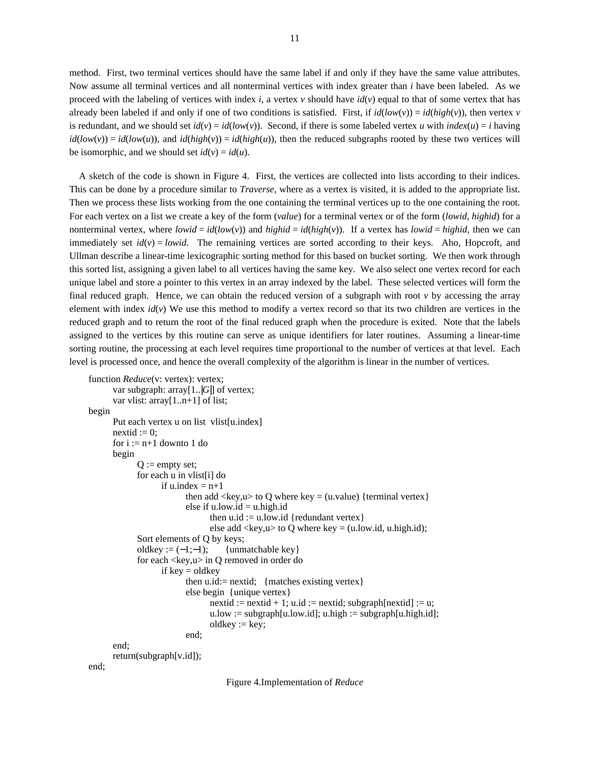method. First, two terminal vertices should have the same label if and only if they have the same value attributes. Now assume all terminal vertices and all nonterminal vertices with index greater than $i$ have been labeled. As we proceed with the labeling of vertices with index $i$, a vertex $v$ should have $id(v)$ equal to that of some vertex that has already been labeled if and only if one of two conditions is satisfied. First, if $id(low(v)) = id(high(v))$, then vertex $v$ is redundant, and we should set $id(v) = id(low(v))$. Second, if there is some labeled vertex $u$ with $index(u) = i$ having $id(low(v)) = id(low(u))$, and $id(high(v)) = id(high(u))$, then the reduced subgraphs rooted by these two vertices will be isomorphic, and we should set $id(v) = id(u)$.

A sketch of the code is shown in Figure 4. First, the vertices are collected into lists according to their indices. This can be done by a procedure similar to *Traverse*, where as a vertex is visited, it is added to the appropriate list. Then we process these lists working from the one containing the terminal vertices up to the one containing the root. For each vertex on a list we create a key of the form (*value*) for a terminal vertex or of the form (*lowid*, *highid*) for a nonterminal vertex, where $lowid = id(low(v))$ and $highid = id(high(v))$. If a vertex has $lowid = highid$, then we can immediately set $id(v) = lowid$. The remaining vertices are sorted according to their keys. Aho, Hopcroft, and Ullman describe a linear-time lexicographic sorting method for this based on bucket sorting. We then work through this sorted list, assigning a given label to all vertices having the same key. We also select one vertex record for each unique label and store a pointer to this vertex in an array indexed by the label. These selected vertices will form the final reduced graph. Hence, we can obtain the reduced version of a subgraph with root $v$ by accessing the array element with index $id(v)$ We use this method to modify a vertex record so that its two children are vertices in the reduced graph and to return the root of the final reduced graph when the procedure is exited. Note that the labels assigned to the vertices by this routine can serve as unique identifiers for later routines. Assuming a linear-time sorting routine, the processing at each level requires time proportional to the number of vertices at that level. Each level is processed once, and hence the overall complexity of the algorithm is linear in the number of vertices.

```
function Reduce(v: vertex): vertex;
    var subgraph: array[1..|G|] of vertex;
    var vlist: array[1..n+1] of list;
begin
    Put each vertex u on list  vlist[u.index]
    nextid := 0;
    for i := n+1 downto 1 do
    begin
        Q := empty set;
        for each u in vlist[i] do
            if u.index = n+1
                then add <key,u> to Q where key = (u.value) {terminal vertex}
                else if u.low.id = u.high.id
                    then u.id := u.low.id {redundant vertex}
                    else add <key,u> to Q where key = (u.low.id, u.high.id);
        Sort elements of Q by keys;
        oldkey := (−1;−1);      {unmatchable key}
        for each <key,u> in Q removed in order do
            if key = oldkey
                then u.id:= nextid;   {matches existing vertex}
                else begin  {unique vertex}
                    nextid := nextid + 1; u.id := nextid; subgraph[nextid] := u;
                    u.low := subgraph[u.low.id]; u.high := subgraph[u.high.id];
                    oldkey := key;
                end;
    end;
    return(subgraph[v.id]);
end;
```

Figure 4.Implementation of *Reduce*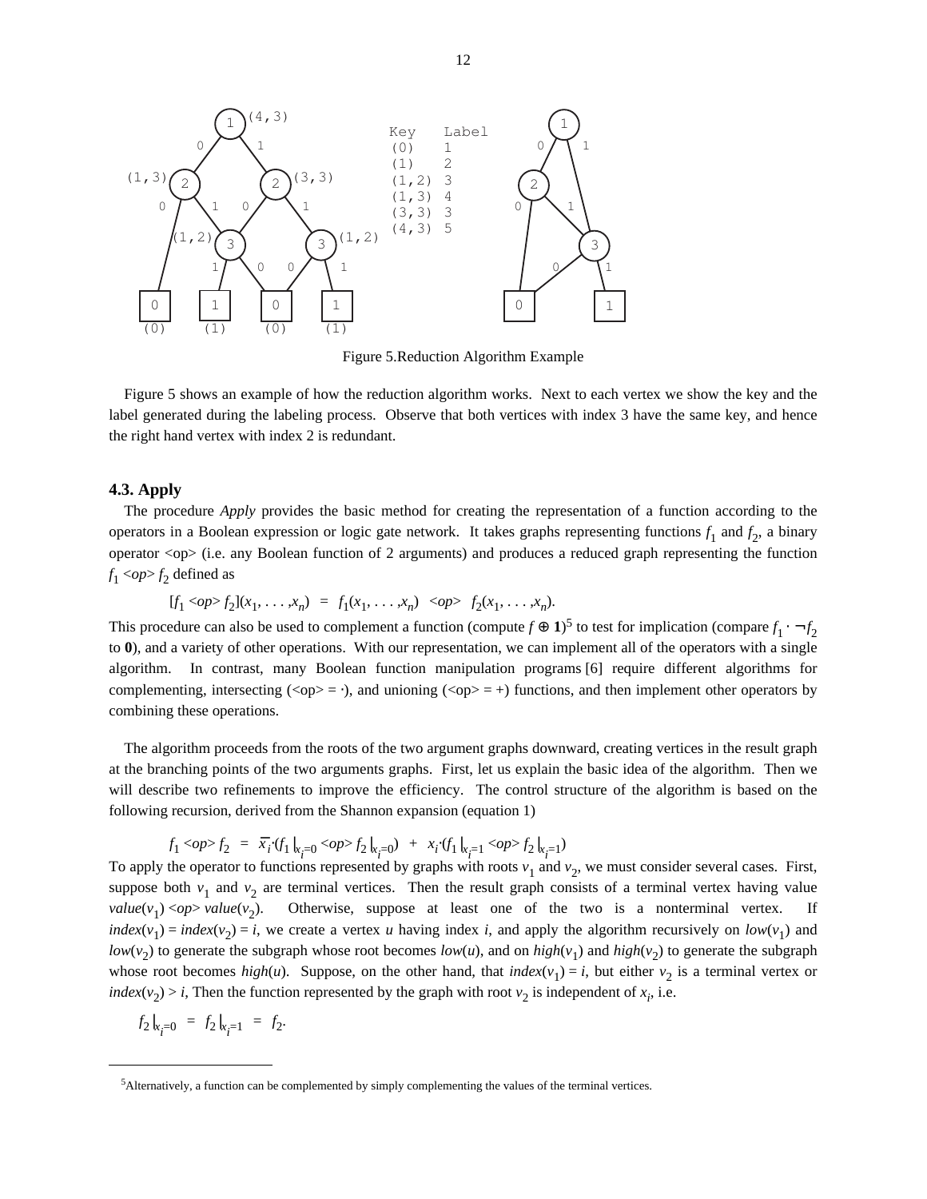Figure 5.Reduction Algorithm Example

Figure 5 shows an example of how the reduction algorithm works. Next to each vertex we show the key and the label generated during the labeling process. Observe that both vertices with index 3 have the same key, and hence the right hand vertex with index 2 is redundant.

### 4.3. Apply

The procedure *Apply* provides the basic method for creating the representation of a function according to the operators in a Boolean expression or logic gate network. It takes graphs representing functions $f_1$ and $f_2$, a binary operator <op> (i.e. any Boolean function of 2 arguments) and produces a reduced graph representing the function $f_1$ <op> $f_2$ defined as

$$[f_1 <op> f_2](x_1, \ldots, x_n) = f_1(x_1, \ldots, x_n) \ <op> \ f_2(x_1, \ldots, x_n).$$

This procedure can also be used to complement a function (compute $f \oplus \mathbf{1}$)[5] to test for implication (compare $f_1 \cdot \neg f_2$ to **0**), and a variety of other operations. With our representation, we can implement all of the operators with a single algorithm. In contrast, many Boolean function manipulation programs [6] require different algorithms for complementing, intersecting (<op> = ·), and unioning (<op> = +) functions, and then implement other operators by combining these operations.

The algorithm proceeds from the roots of the two argument graphs downward, creating vertices in the result graph at the branching points of the two arguments graphs. First, let us explain the basic idea of the algorithm. Then we will describe two refinements to improve the efficiency. The control structure of the algorithm is based on the following recursion, derived from the Shannon expansion (equation 1)

$$f_1 <op> f_2 = \overline{x_i} \cdot (f_1|_{x_i=0} <op> f_2|_{x_i=0}) + x_i \cdot (f_1|_{x_i=1} <op> f_2|_{x_i=1})$$

To apply the operator to functions represented by graphs with roots $v_1$ and $v_2$, we must consider several cases. First, suppose both $v_1$ and $v_2$ are terminal vertices. Then the result graph consists of a terminal vertex having value $value(v_1)$ <op> $value(v_2)$. Otherwise, suppose at least one of the two is a nonterminal vertex. If $index(v_1) = index(v_2) = i$, we create a vertex $u$ having index $i$, and apply the algorithm recursively on $low(v_1)$ and $low(v_2)$ to generate the subgraph whose root becomes $low(u)$, and on $high(v_1)$ and $high(v_2)$ to generate the subgraph whose root becomes $high(u)$. Suppose, on the other hand, that $index(v_1) = i$, but either $v_2$ is a terminal vertex or $index(v_2) > i$, Then the function represented by the graph with root $v_2$ is independent of $x_i$, i.e.

$$f_2|_{x_i=0} = f_2|_{x_i=1} = f_2.$$

[5] Alternatively, a function can be complemented by simply complementing the values of the terminal vertices.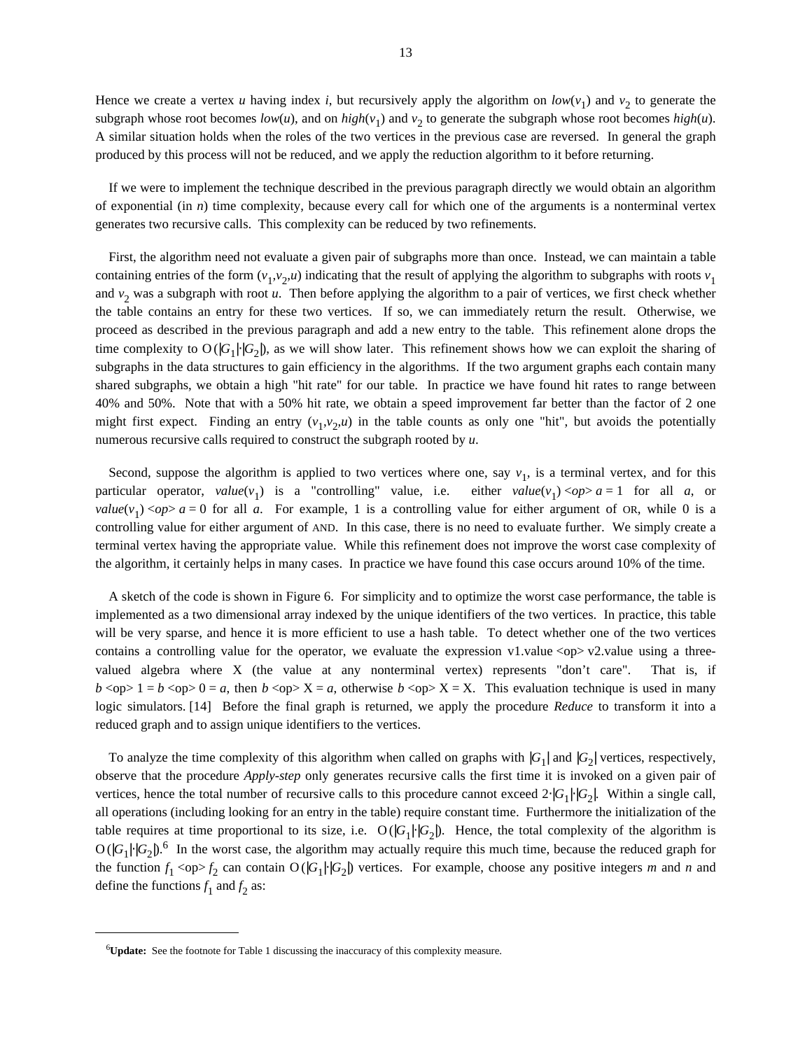Hence we create a vertex $u$ having index $i$, but recursively apply the algorithm on $low(v_1)$ and $v_2$ to generate the subgraph whose root becomes $low(u)$, and on $high(v_1)$ and $v_2$ to generate the subgraph whose root becomes $high(u)$. A similar situation holds when the roles of the two vertices in the previous case are reversed. In general the graph produced by this process will not be reduced, and we apply the reduction algorithm to it before returning.

If we were to implement the technique described in the previous paragraph directly we would obtain an algorithm of exponential (in $n$) time complexity, because every call for which one of the arguments is a nonterminal vertex generates two recursive calls. This complexity can be reduced by two refinements.

First, the algorithm need not evaluate a given pair of subgraphs more than once. Instead, we can maintain a table containing entries of the form $(v_1,v_2,u)$ indicating that the result of applying the algorithm to subgraphs with roots $v_1$ and $v_2$ was a subgraph with root $u$. Then before applying the algorithm to a pair of vertices, we first check whether the table contains an entry for these two vertices. If so, we can immediately return the result. Otherwise, we proceed as described in the previous paragraph and add a new entry to the table. This refinement alone drops the time complexity to $O(|G_1|\cdot|G_2|)$, as we will show later. This refinement shows how we can exploit the sharing of subgraphs in the data structures to gain efficiency in the algorithms. If the two argument graphs each contain many shared subgraphs, we obtain a high "hit rate" for our table. In practice we have found hit rates to range between 40% and 50%. Note that with a 50% hit rate, we obtain a speed improvement far better than the factor of 2 one might first expect. Finding an entry $(v_1,v_2,u)$ in the table counts as only one "hit", but avoids the potentially numerous recursive calls required to construct the subgraph rooted by $u$.

Second, suppose the algorithm is applied to two vertices where one, say $v_1$, is a terminal vertex, and for this particular operator, $value(v_1)$ is a "controlling" value, i.e. either $value(v_1)$ $<op>$ $a = 1$ for all $a$, or $value(v_1)$ $<op>$ $a = 0$ for all $a$. For example, 1 is a controlling value for either argument of OR, while 0 is a controlling value for either argument of AND. In this case, there is no need to evaluate further. We simply create a terminal vertex having the appropriate value. While this refinement does not improve the worst case complexity of the algorithm, it certainly helps in many cases. In practice we have found this case occurs around 10% of the time.

A sketch of the code is shown in Figure 6. For simplicity and to optimize the worst case performance, the table is implemented as a two dimensional array indexed by the unique identifiers of the two vertices. In practice, this table will be very sparse, and hence it is more efficient to use a hash table. To detect whether one of the two vertices contains a controlling value for the operator, we evaluate the expression v1.value <op> v2.value using a three-valued algebra where X (the value at any nonterminal vertex) represents "don't care". That is, if $b$ <op> 1 = $b$ <op> 0 = $a$, then $b$ <op> X = $a$, otherwise $b$ <op> X = X. This evaluation technique is used in many logic simulators. [14] Before the final graph is returned, we apply the procedure *Reduce* to transform it into a reduced graph and to assign unique identifiers to the vertices.

To analyze the time complexity of this algorithm when called on graphs with $|G_1|$ and $|G_2|$ vertices, respectively, observe that the procedure *Apply-step* only generates recursive calls the first time it is invoked on a given pair of vertices, hence the total number of recursive calls to this procedure cannot exceed $2\cdot|G_1|\cdot|G_2|$. Within a single call, all operations (including looking for an entry in the table) require constant time. Furthermore the initialization of the table requires at time proportional to its size, i.e. $O(|G_1|\cdot|G_2|)$. Hence, the total complexity of the algorithm is $O(|G_1|\cdot|G_2|)$.[6] In the worst case, the algorithm may actually require this much time, because the reduced graph for the function $f_1$ <op> $f_2$ can contain $O(|G_1|\cdot|G_2|)$ vertices. For example, choose any positive integers $m$ and $n$ and define the functions $f_1$ and $f_2$ as:

---

[6] **Update:** See the footnote for Table 1 discussing the inaccuracy of this complexity measure.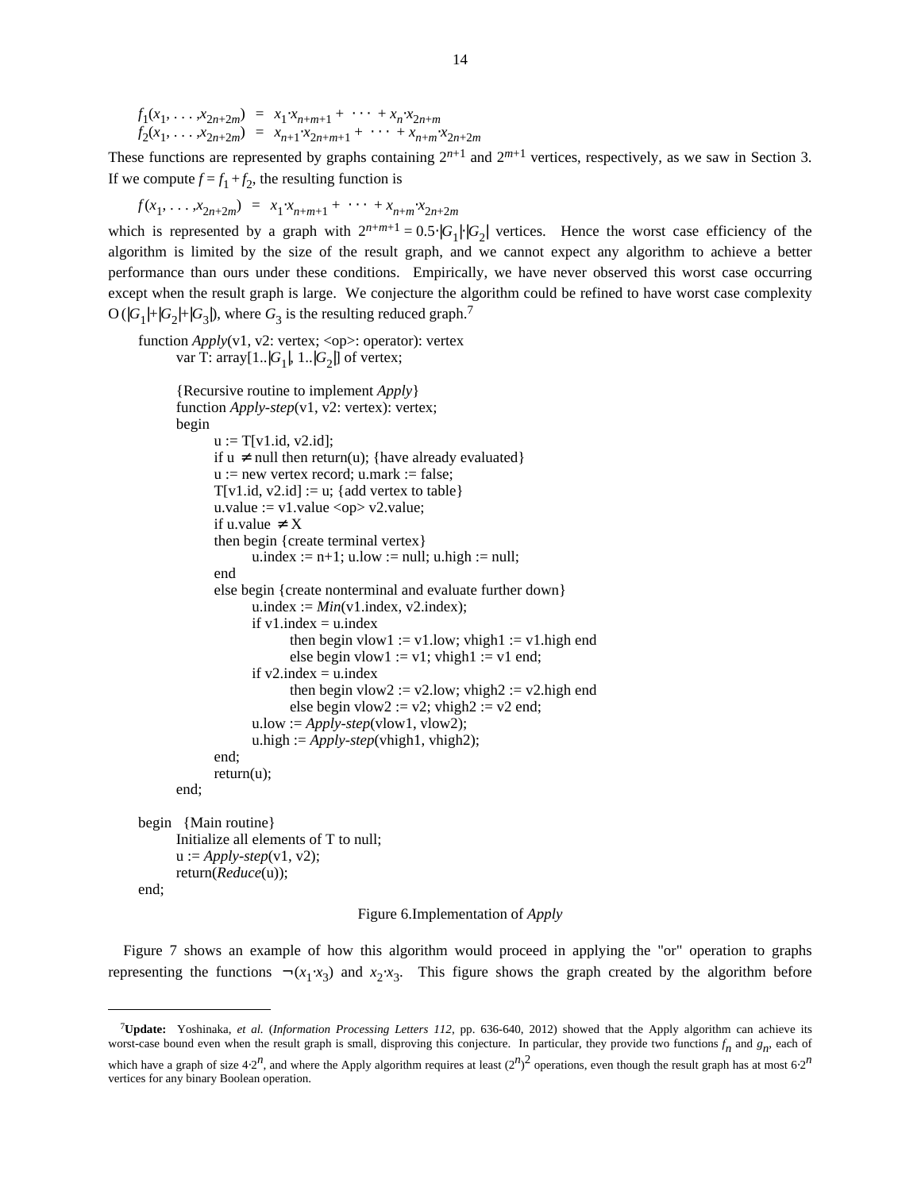$$f_1(x_1, \ldots, x_{2n+2m}) = x_1 \cdot x_{n+m+1} + \cdots + x_n \cdot x_{2n+m}$$
$$f_2(x_1, \ldots, x_{2n+2m}) = x_{n+1} \cdot x_{2n+m+1} + \cdots + x_{n+m} \cdot x_{2n+2m}$$

These functions are represented by graphs containing $2^{n+1}$ and $2^{m+1}$ vertices, respectively, as we saw in Section 3. If we compute $f = f_1 + f_2$, the resulting function is

$$f(x_1, \ldots, x_{2n+2m}) = x_1 \cdot x_{n+m+1} + \cdots + x_{n+m} \cdot x_{2n+2m}$$

which is represented by a graph with $2^{n+m+1} = 0.5 \cdot |G_1| \cdot |G_2|$ vertices. Hence the worst case efficiency of the algorithm is limited by the size of the result graph, and we cannot expect any algorithm to achieve a better performance than ours under these conditions. Empirically, we have never observed this worst case occurring except when the result graph is large. We conjecture the algorithm could be refined to have worst case complexity $O(|G_1| + |G_2| + |G_3|)$, where $G_3$ is the resulting reduced graph.[7]

```
function Apply(v1, v2: vertex; <op>: operator): vertex
    var T: array[1..|G1|, 1..|G2|] of vertex;

    {Recursive routine to implement Apply}
    function Apply-step(v1, v2: vertex): vertex;
    begin
        u := T[v1.id, v2.id];
        if u ≠ null then return(u); {have already evaluated}
        u := new vertex record; u.mark := false;
        T[v1.id, v2.id] := u; {add vertex to table}
        u.value := v1.value <op> v2.value;
        if u.value ≠ X
        then begin {create terminal vertex}
            u.index := n+1; u.low := null; u.high := null;
        end
        else begin {create nonterminal and evaluate further down}
            u.index := Min(v1.index, v2.index);
            if v1.index = u.index
                then begin vlow1 := v1.low; vhigh1 := v1.high end
                else begin vlow1 := v1; vhigh1 := v1 end;
            if v2.index = u.index
                then begin vlow2 := v2.low; vhigh2 := v2.high end
                else begin vlow2 := v2; vhigh2 := v2 end;
            u.low := Apply-step(vlow1, vlow2);
            u.high := Apply-step(vhigh1, vhigh2);
        end;
        return(u);
    end;

begin   {Main routine}
    Initialize all elements of T to null;
    u := Apply-step(v1, v2);
    return(Reduce(u));
end;
```

Figure 6. Implementation of *Apply*

Figure 7 shows an example of how this algorithm would proceed in applying the "or" operation to graphs representing the functions $\neg(x_1 \cdot x_3)$ and $x_2 \cdot x_3$. This figure shows the graph created by the algorithm before

---

[7] **Update:** Yoshinaka, *et al.* (*Information Processing Letters 112*, pp. 636-640, 2012) showed that the Apply algorithm can achieve its worst-case bound even when the result graph is small, disproving this conjecture. In particular, they provide two functions $f_n$ and $g_n$, each of which have a graph of size $4 \cdot 2^n$, and where the Apply algorithm requires at least $(2^n)^2$ operations, even though the result graph has at most $6 \cdot 2^n$ vertices for any binary Boolean operation.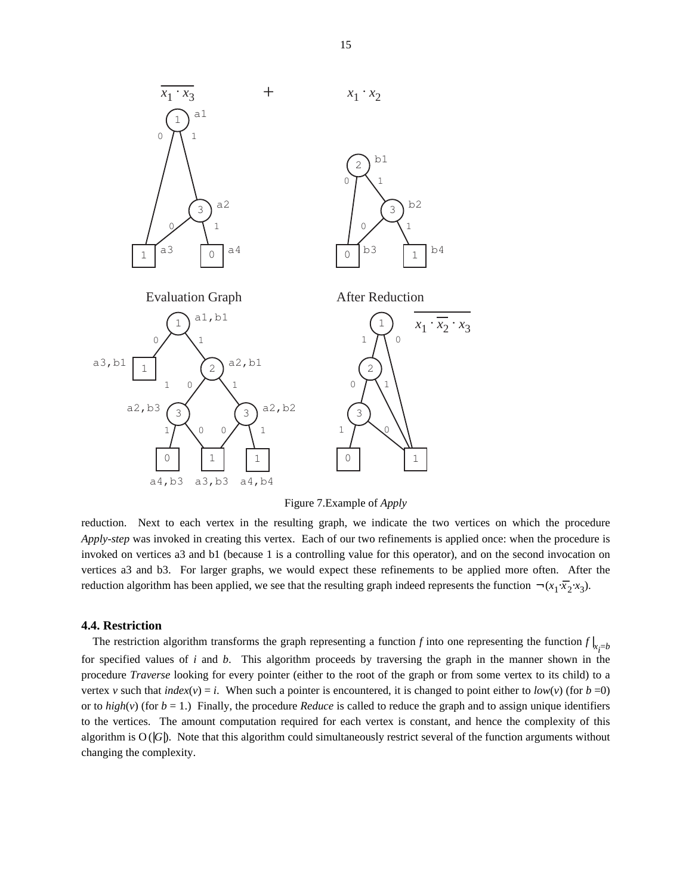Figure 7.Example of *Apply*

reduction. Next to each vertex in the resulting graph, we indicate the two vertices on which the procedure *Apply-step* was invoked in creating this vertex. Each of our two refinements is applied once: when the procedure is invoked on vertices a3 and b1 (because 1 is a controlling value for this operator), and on the second invocation on vertices a3 and b3. For larger graphs, we would expect these refinements to be applied more often. After the reduction algorithm has been applied, we see that the resulting graph indeed represents the function $\neg(x_1 \cdot \overline{x_2} \cdot x_3)$.

### 4.4. Restriction

The restriction algorithm transforms the graph representing a function *f* into one representing the function $f|_{x_i=b}$ for specified values of *i* and *b*. This algorithm proceeds by traversing the graph in the manner shown in the procedure *Traverse* looking for every pointer (either to the root of the graph or from some vertex to its child) to a vertex *v* such that $index(v) = i$. When such a pointer is encountered, it is changed to point either to $low(v)$ (for $b = 0$) or to $high(v)$ (for $b = 1$.) Finally, the procedure *Reduce* is called to reduce the graph and to assign unique identifiers to the vertices. The amount computation required for each vertex is constant, and hence the complexity of this algorithm is $O(|G|)$. Note that this algorithm could simultaneously restrict several of the function arguments without changing the complexity.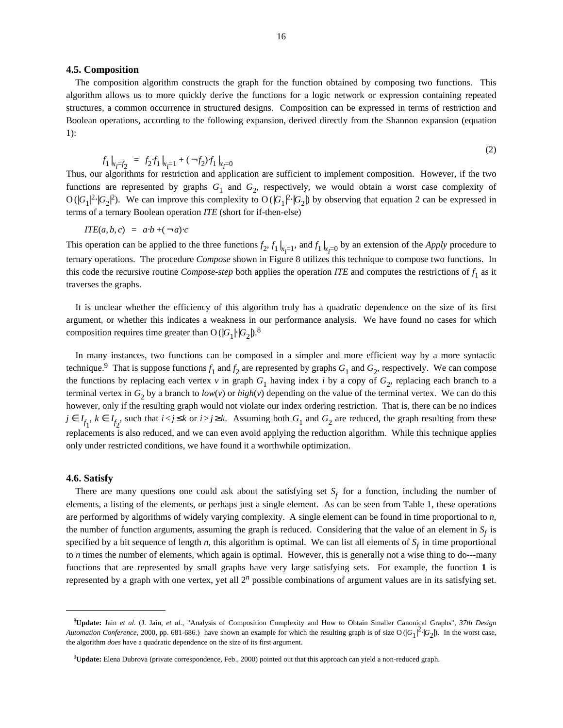### 4.5. Composition

The composition algorithm constructs the graph for the function obtained by composing two functions. This algorithm allows us to more quickly derive the functions for a logic network or expression containing repeated structures, a common occurrence in structured designs. Composition can be expressed in terms of restriction and Boolean operations, according to the following expansion, derived directly from the Shannon expansion (equation 1):

$$f_1|_{x_i=f_2} \;=\; f_2 \cdot f_1|_{x_i=1} + (\neg f_2) \cdot f_1|_{x_i=0} \tag{2}$$

Thus, our algorithms for restriction and application are sufficient to implement composition. However, if the two functions are represented by graphs $G_1$ and $G_2$, respectively, we would obtain a worst case complexity of $O(|G_1|^2 \cdot |G_2|^2)$. We can improve this complexity to $O(|G_1|^2 \cdot |G_2|)$ by observing that equation 2 can be expressed in terms of a ternary Boolean operation *ITE* (short for if-then-else)

$$ITE(a, b, c) \;=\; a \cdot b + (\neg a) \cdot c$$

This operation can be applied to the three functions $f_2$, $f_1|_{x_i=1}$, and $f_1|_{x_i=0}$ by an extension of the *Apply* procedure to ternary operations. The procedure *Compose* shown in Figure 8 utilizes this technique to compose two functions. In this code the recursive routine *Compose-step* both applies the operation *ITE* and computes the restrictions of $f_1$ as it traverses the graphs.

It is unclear whether the efficiency of this algorithm truly has a quadratic dependence on the size of its first argument, or whether this indicates a weakness in our performance analysis. We have found no cases for which composition requires time greater than $O(|G_1| \cdot |G_2|)$.[8]

In many instances, two functions can be composed in a simpler and more efficient way by a more syntactic technique.[9] That is suppose functions $f_1$ and $f_2$ are represented by graphs $G_1$ and $G_2$, respectively. We can compose the functions by replacing each vertex $v$ in graph $G_1$ having index $i$ by a copy of $G_2$, replacing each branch to a terminal vertex in $G_2$ by a branch to $low(v)$ or $high(v)$ depending on the value of the terminal vertex. We can do this however, only if the resulting graph would not violate our index ordering restriction. That is, there can be no indices $j \in I_{f_1}$, $k \in I_{f_2}$, such that $i < j \le k$ or $i > j \ge k$. Assuming both $G_1$ and $G_2$ are reduced, the graph resulting from these replacements is also reduced, and we can even avoid applying the reduction algorithm. While this technique applies only under restricted conditions, we have found it a worthwhile optimization.

### 4.6. Satisfy

There are many questions one could ask about the satisfying set $S_f$ for a function, including the number of elements, a listing of the elements, or perhaps just a single element. As can be seen from Table 1, these operations are performed by algorithms of widely varying complexity. A single element can be found in time proportional to $n$, the number of function arguments, assuming the graph is reduced. Considering that the value of an element in $S_f$ is specified by a bit sequence of length $n$, this algorithm is optimal. We can list all elements of $S_f$ in time proportional to $n$ times the number of elements, which again is optimal. However, this is generally not a wise thing to do---many functions that are represented by small graphs have very large satisfying sets. For example, the function **1** is represented by a graph with one vertex, yet all $2^n$ possible combinations of argument values are in its satisfying set.

---

[8] **Update:** Jain *et al.* (J. Jain, *et al.*, "Analysis of Composition Complexity and How to Obtain Smaller Canonical Graphs", *37th Design Automation Conference*, 2000, pp. 681-686.) have shown an example for which the resulting graph is of size $O(|G_1|^2 \cdot |G_2|)$. In the worst case, the algorithm *does* have a quadratic dependence on the size of its first argument.

[9] **Update:** Elena Dubrova (private correspondence, Feb., 2000) pointed out that this approach can yield a non-reduced graph.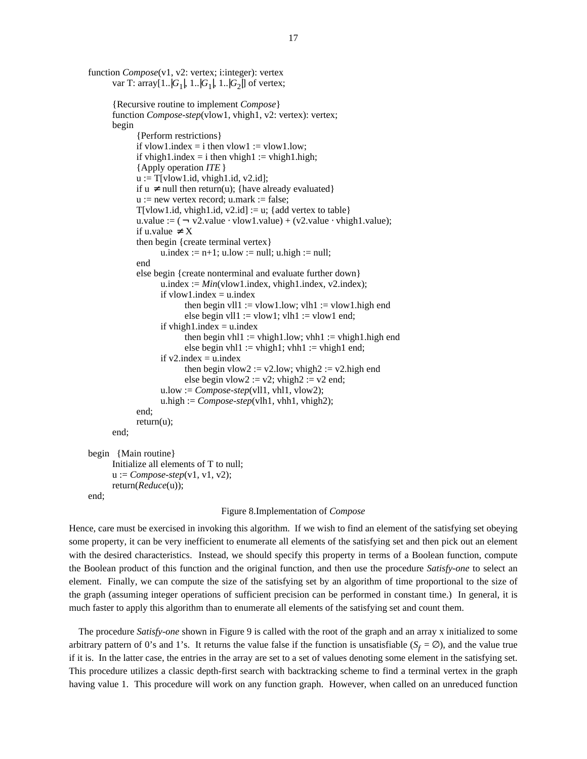```
function Compose(v1, v2: vertex; i:integer): vertex
    var T: array[1..|G1|, 1..|G1|, 1..|G2|] of vertex;

    {Recursive routine to implement Compose}
    function Compose-step(vlow1, vhigh1, v2: vertex): vertex;
    begin
        {Perform restrictions}
        if vlow1.index = i then vlow1 := vlow1.low;
        if vhigh1.index = i then vhigh1 := vhigh1.high;
        {Apply operation ITE }
        u := T[vlow1.id, vhigh1.id, v2.id];
        if u ≠ null then return(u); {have already evaluated}
        u := new vertex record; u.mark := false;
        T[vlow1.id, vhigh1.id, v2.id] := u; {add vertex to table}
        u.value := (¬ v2.value · vlow1.value) + (v2.value · vhigh1.value);
        if u.value ≠ X
        then begin {create terminal vertex}
            u.index := n+1; u.low := null; u.high := null;
        end
        else begin {create nonterminal and evaluate further down}
            u.index := Min(vlow1.index, vhigh1.index, v2.index);
            if vlow1.index = u.index
                then begin vll1 := vlow1.low; vlh1 := vlow1.high end
                else begin vll1 := vlow1; vlh1 := vlow1 end;
            if vhigh1.index = u.index
                then begin vhl1 := vhigh1.low; vhh1 := vhigh1.high end
                else begin vhl1 := vhigh1; vhh1 := vhigh1 end;
            if v2.index = u.index
                then begin vlow2 := v2.low; vhigh2 := v2.high end
                else begin vlow2 := v2; vhigh2 := v2 end;
            u.low := Compose-step(vll1, vhl1, vlow2);
            u.high := Compose-step(vlh1, vhh1, vhigh2);
        end;
        return(u);
    end;

begin  {Main routine}
    Initialize all elements of T to null;
    u := Compose-step(v1, v1, v2);
    return(Reduce(u));
end;
```

Figure 8.Implementation of *Compose*

Hence, care must be exercised in invoking this algorithm. If we wish to find an element of the satisfying set obeying some property, it can be very inefficient to enumerate all elements of the satisfying set and then pick out an element with the desired characteristics. Instead, we should specify this property in terms of a Boolean function, compute the Boolean product of this function and the original function, and then use the procedure *Satisfy-one* to select an element. Finally, we can compute the size of the satisfying set by an algorithm of time proportional to the size of the graph (assuming integer operations of sufficient precision can be performed in constant time.) In general, it is much faster to apply this algorithm than to enumerate all elements of the satisfying set and count them.

The procedure *Satisfy-one* shown in Figure 9 is called with the root of the graph and an array x initialized to some arbitrary pattern of 0's and 1's. It returns the value false if the function is unsatisfiable ($S_f = \emptyset$), and the value true if it is. In the latter case, the entries in the array are set to a set of values denoting some element in the satisfying set. This procedure utilizes a classic depth-first search with backtracking scheme to find a terminal vertex in the graph having value 1. This procedure will work on any function graph. However, when called on an unreduced function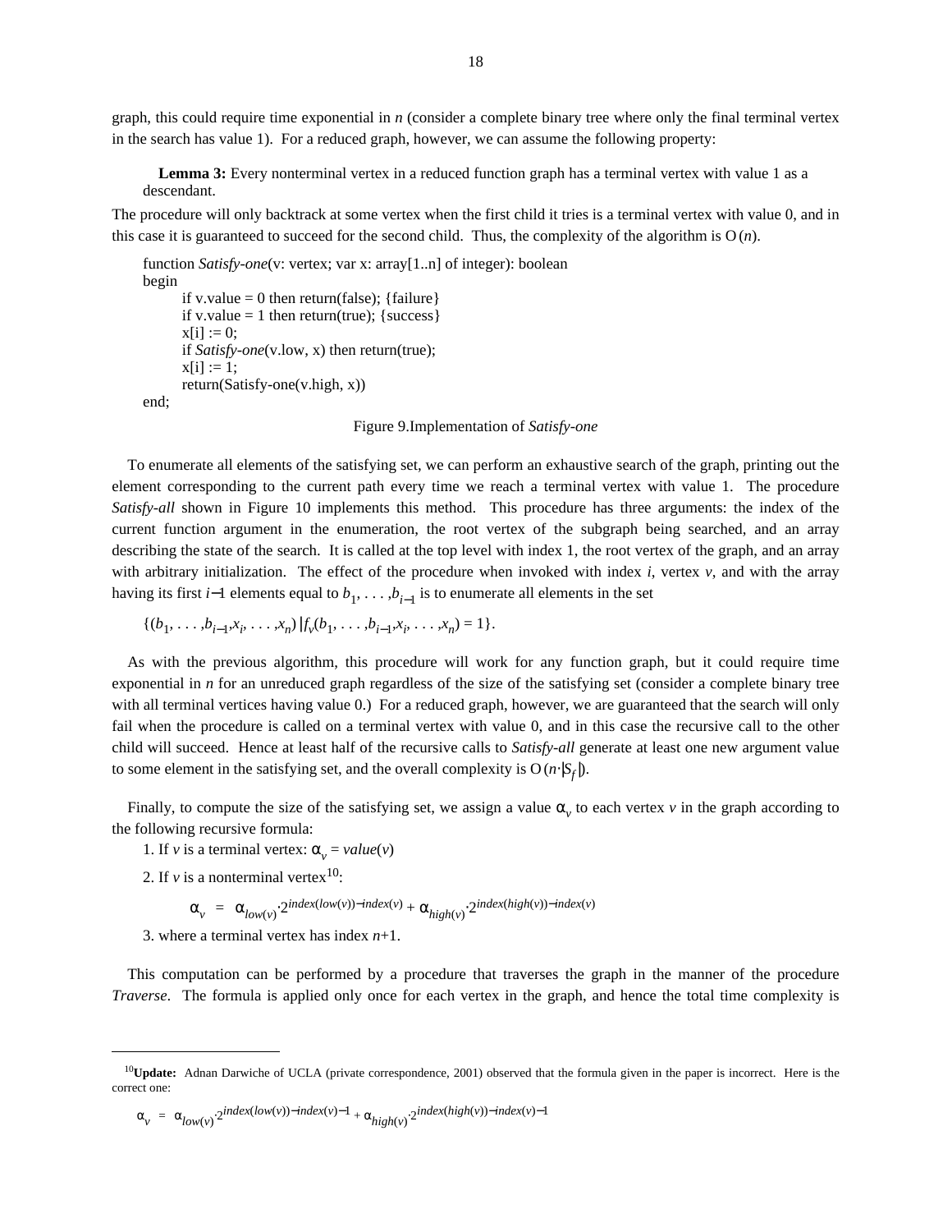graph, this could require time exponential in $n$ (consider a complete binary tree where only the final terminal vertex in the search has value 1). For a reduced graph, however, we can assume the following property:

> **Lemma 3:** Every nonterminal vertex in a reduced function graph has a terminal vertex with value 1 as a descendant.

The procedure will only backtrack at some vertex when the first child it tries is a terminal vertex with value 0, and in this case it is guaranteed to succeed for the second child. Thus, the complexity of the algorithm is $O(n)$.

```
function Satisfy-one(v: vertex; var x: array[1..n] of integer): boolean
begin
    if v.value = 0 then return(false); {failure}
    if v.value = 1 then return(true); {success}
    x[i] := 0;
    if Satisfy-one(v.low, x) then return(true);
    x[i] := 1;
    return(Satisfy-one(v.high, x))
end;
```

Figure 9.Implementation of *Satisfy-one*

To enumerate all elements of the satisfying set, we can perform an exhaustive search of the graph, printing out the element corresponding to the current path every time we reach a terminal vertex with value 1. The procedure *Satisfy-all* shown in Figure 10 implements this method. This procedure has three arguments: the index of the current function argument in the enumeration, the root vertex of the subgraph being searched, and an array describing the state of the search. It is called at the top level with index 1, the root vertex of the graph, and an array with arbitrary initialization. The effect of the procedure when invoked with index $i$, vertex $v$, and with the array having its first $i-1$ elements equal to $b_1, \ldots, b_{i-1}$ is to enumerate all elements in the set

$$\{(b_1, \ldots, b_{i-1}, x_i, \ldots, x_n) \mid f_v(b_1, \ldots, b_{i-1}, x_i, \ldots, x_n) = 1\}.$$

As with the previous algorithm, this procedure will work for any function graph, but it could require time exponential in $n$ for an unreduced graph regardless of the size of the satisfying set (consider a complete binary tree with all terminal vertices having value 0.) For a reduced graph, however, we are guaranteed that the search will only fail when the procedure is called on a terminal vertex with value 0, and in this case the recursive call to the other child will succeed. Hence at least half of the recursive calls to *Satisfy-all* generate at least one new argument value to some element in the satisfying set, and the overall complexity is $O(n \cdot |S_f|)$.

Finally, to compute the size of the satisfying set, we assign a value $\alpha_v$ to each vertex $v$ in the graph according to the following recursive formula:

1. If $v$ is a terminal vertex: $\alpha_v = value(v)$
2. If $v$ is a nonterminal vertex[10]:

$$\alpha_v = \alpha_{low(v)} \cdot 2^{index(low(v)) - index(v)} + \alpha_{high(v)} \cdot 2^{index(high(v)) - index(v)}$$

3. where a terminal vertex has index $n+1$.

This computation can be performed by a procedure that traverses the graph in the manner of the procedure *Traverse*. The formula is applied only once for each vertex in the graph, and hence the total time complexity is

---

[10] **Update:** Adnan Darwiche of UCLA (private correspondence, 2001) observed that the formula given in the paper is incorrect. Here is the correct one:

$$\alpha_v = \alpha_{low(v)} \cdot 2^{index(low(v)) - index(v) - 1} + \alpha_{high(v)} \cdot 2^{index(high(v)) - index(v) - 1}$$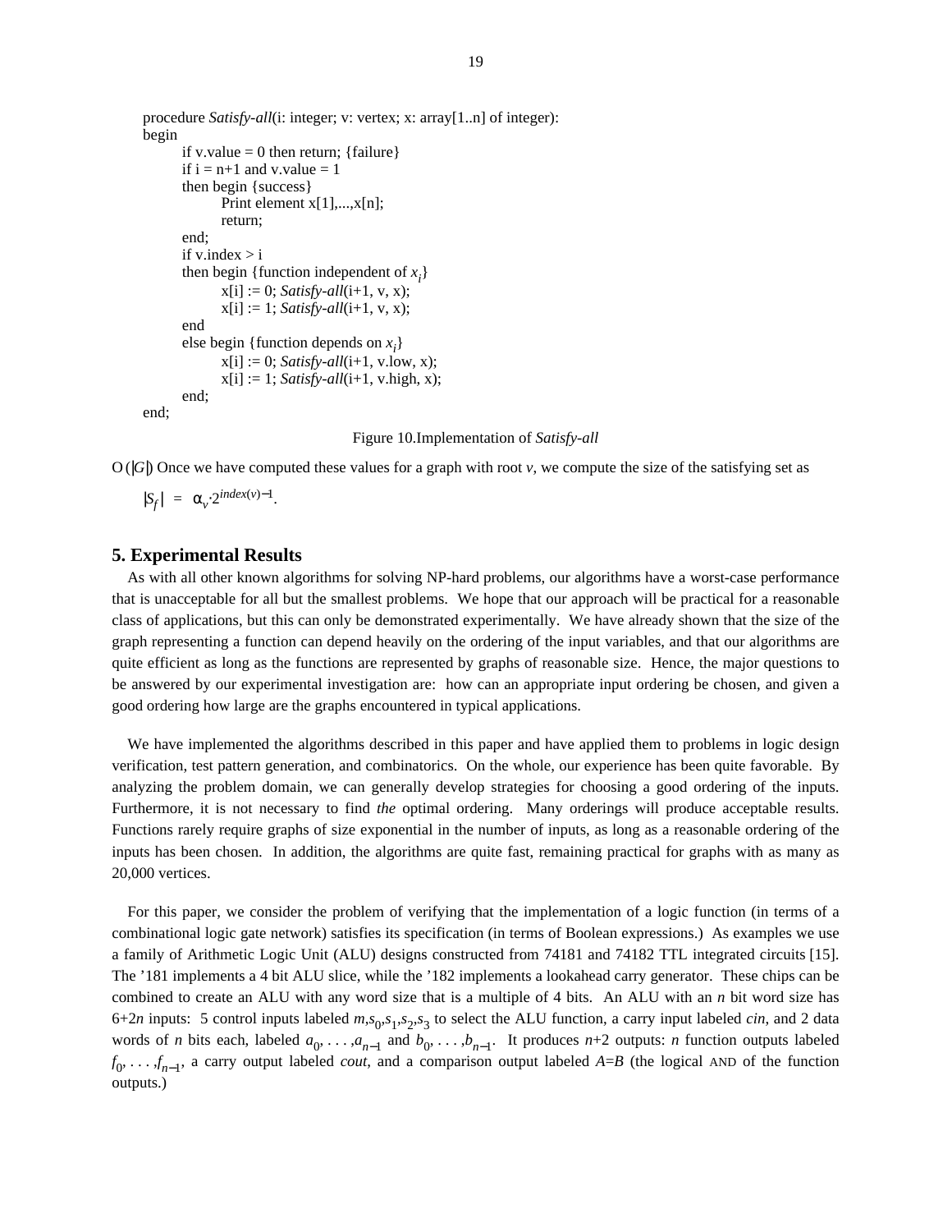```
procedure Satisfy-all(i: integer; v: vertex; x: array[1..n] of integer):
begin
        if v.value = 0 then return; {failure}
        if i = n+1 and v.value = 1
        then begin {success}
                Print element x[1],...,x[n];
                return;
        end;
        if v.index > i
        then begin {function independent of x_i}
                x[i] := 0; Satisfy-all(i+1, v, x);
                x[i] := 1; Satisfy-all(i+1, v, x);
        end
        else begin {function depends on x_i}
                x[i] := 0; Satisfy-all(i+1, v.low, x);
                x[i] := 1; Satisfy-all(i+1, v.high, x);
        end;
end;
```

Figure 10.Implementation of *Satisfy-all*

$O(|G|)$ Once we have computed these values for a graph with root $v$, we compute the size of the satisfying set as

$$|S_f| = \alpha_v \cdot 2^{index(v)-1}.$$

## 5. Experimental Results

As with all other known algorithms for solving NP-hard problems, our algorithms have a worst-case performance that is unacceptable for all but the smallest problems. We hope that our approach will be practical for a reasonable class of applications, but this can only be demonstrated experimentally. We have already shown that the size of the graph representing a function can depend heavily on the ordering of the input variables, and that our algorithms are quite efficient as long as the functions are represented by graphs of reasonable size. Hence, the major questions to be answered by our experimental investigation are: how can an appropriate input ordering be chosen, and given a good ordering how large are the graphs encountered in typical applications.

We have implemented the algorithms described in this paper and have applied them to problems in logic design verification, test pattern generation, and combinatorics. On the whole, our experience has been quite favorable. By analyzing the problem domain, we can generally develop strategies for choosing a good ordering of the inputs. Furthermore, it is not necessary to find *the* optimal ordering. Many orderings will produce acceptable results. Functions rarely require graphs of size exponential in the number of inputs, as long as a reasonable ordering of the inputs has been chosen. In addition, the algorithms are quite fast, remaining practical for graphs with as many as 20,000 vertices.

For this paper, we consider the problem of verifying that the implementation of a logic function (in terms of a combinational logic gate network) satisfies its specification (in terms of Boolean expressions.) As examples we use a family of Arithmetic Logic Unit (ALU) designs constructed from 74181 and 74182 TTL integrated circuits [15]. The '181 implements a 4 bit ALU slice, while the '182 implements a lookahead carry generator. These chips can be combined to create an ALU with any word size that is a multiple of 4 bits. An ALU with an $n$ bit word size has $6+2n$ inputs: 5 control inputs labeled $m, s_0, s_1, s_2, s_3$ to select the ALU function, a carry input labeled *cin*, and 2 data words of $n$ bits each, labeled $a_0, \ldots, a_{n-1}$ and $b_0, \ldots, b_{n-1}$. It produces $n+2$ outputs: $n$ function outputs labeled $f_0, \ldots, f_{n-1}$, a carry output labeled *cout*, and a comparison output labeled $A{=}B$ (the logical AND of the function outputs.)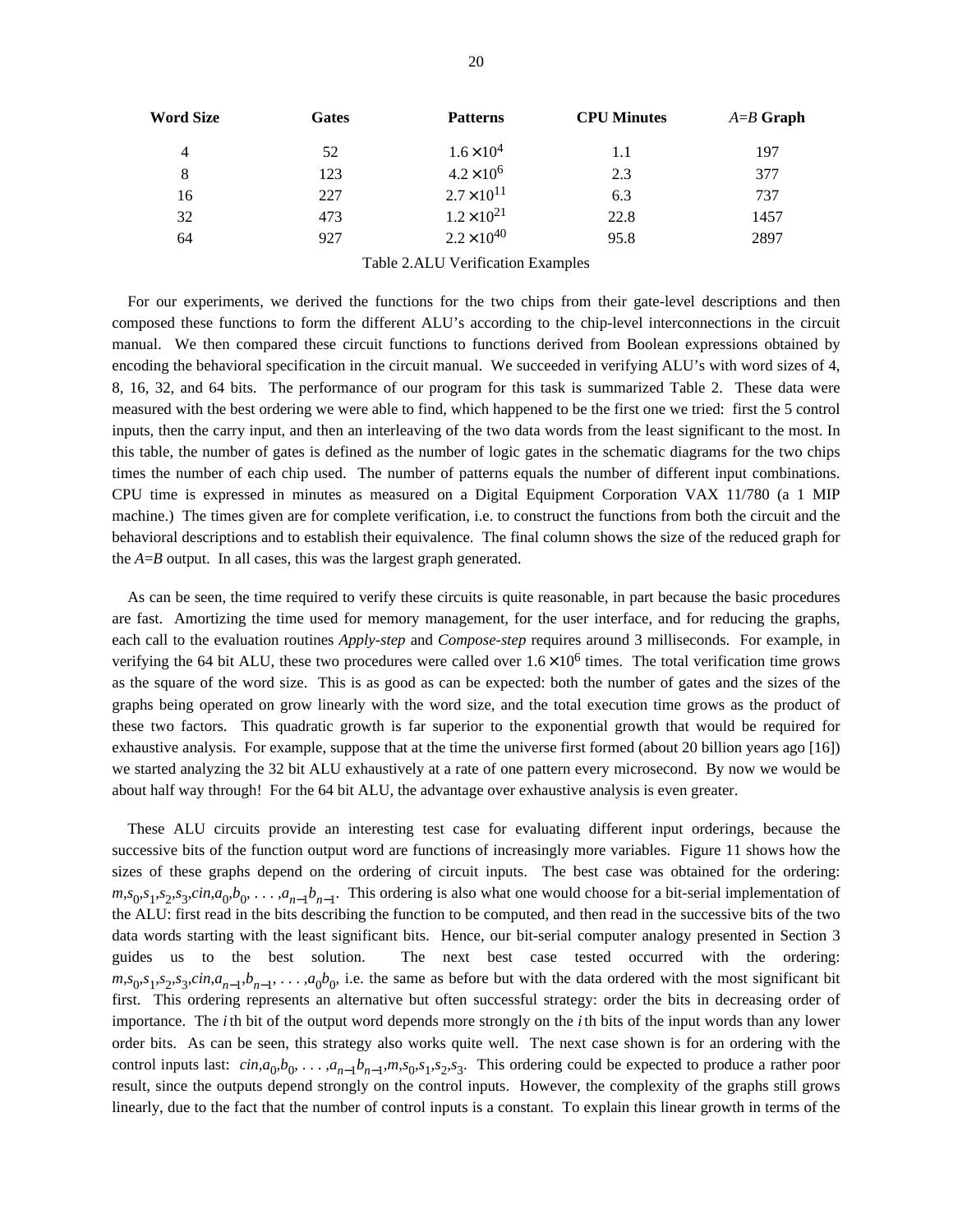| Word Size | Gates | Patterns | CPU Minutes | *A*=*B* Graph |
|---|---|---|---|---|
| 4 | 52 | $1.6 \times 10^4$ | 1.1 | 197 |
| 8 | 123 | $4.2 \times 10^6$ | 2.3 | 377 |
| 16 | 227 | $2.7 \times 10^{11}$ | 6.3 | 737 |
| 32 | 473 | $1.2 \times 10^{21}$ | 22.8 | 1457 |
| 64 | 927 | $2.2 \times 10^{40}$ | 95.8 | 2897 |

Table 2.ALU Verification Examples

For our experiments, we derived the functions for the two chips from their gate-level descriptions and then composed these functions to form the different ALU's according to the chip-level interconnections in the circuit manual. We then compared these circuit functions to functions derived from Boolean expressions obtained by encoding the behavioral specification in the circuit manual. We succeeded in verifying ALU's with word sizes of 4, 8, 16, 32, and 64 bits. The performance of our program for this task is summarized Table 2. These data were measured with the best ordering we were able to find, which happened to be the first one we tried: first the 5 control inputs, then the carry input, and then an interleaving of the two data words from the least significant to the most. In this table, the number of gates is defined as the number of logic gates in the schematic diagrams for the two chips times the number of each chip used. The number of patterns equals the number of different input combinations. CPU time is expressed in minutes as measured on a Digital Equipment Corporation VAX 11/780 (a 1 MIP machine.) The times given are for complete verification, i.e. to construct the functions from both the circuit and the behavioral descriptions and to establish their equivalence. The final column shows the size of the reduced graph for the *A*=*B* output. In all cases, this was the largest graph generated.

As can be seen, the time required to verify these circuits is quite reasonable, in part because the basic procedures are fast. Amortizing the time used for memory management, for the user interface, and for reducing the graphs, each call to the evaluation routines *Apply-step* and *Compose-step* requires around 3 milliseconds. For example, in verifying the 64 bit ALU, these two procedures were called over $1.6 \times 10^6$ times. The total verification time grows as the square of the word size. This is as good as can be expected: both the number of gates and the sizes of the graphs being operated on grow linearly with the word size, and the total execution time grows as the product of these two factors. This quadratic growth is far superior to the exponential growth that would be required for exhaustive analysis. For example, suppose that at the time the universe first formed (about 20 billion years ago [16]) we started analyzing the 32 bit ALU exhaustively at a rate of one pattern every microsecond. By now we would be about half way through! For the 64 bit ALU, the advantage over exhaustive analysis is even greater.

These ALU circuits provide an interesting test case for evaluating different input orderings, because the successive bits of the function output word are functions of increasingly more variables. Figure 11 shows how the sizes of these graphs depend on the ordering of circuit inputs. The best case was obtained for the ordering: $m, s_0, s_1, s_2, s_3, cin, a_0, b_0, \ldots, a_{n-1} b_{n-1}$. This ordering is also what one would choose for a bit-serial implementation of the ALU: first read in the bits describing the function to be computed, and then read in the successive bits of the two data words starting with the least significant bits. Hence, our bit-serial computer analogy presented in Section 3 guides us to the best solution. The next best case tested occurred with the ordering: $m, s_0, s_1, s_2, s_3, cin, a_{n-1}, b_{n-1}, \ldots, a_0 b_0$, i.e. the same as before but with the data ordered with the most significant bit first. This ordering represents an alternative but often successful strategy: order the bits in decreasing order of importance. The *i* th bit of the output word depends more strongly on the *i* th bits of the input words than any lower order bits. As can be seen, this strategy also works quite well. The next case shown is for an ordering with the control inputs last: $cin, a_0, b_0, \ldots, a_{n-1} b_{n-1}, m, s_0, s_1, s_2, s_3$. This ordering could be expected to produce a rather poor result, since the outputs depend strongly on the control inputs. However, the complexity of the graphs still grows linearly, due to the fact that the number of control inputs is a constant. To explain this linear growth in terms of the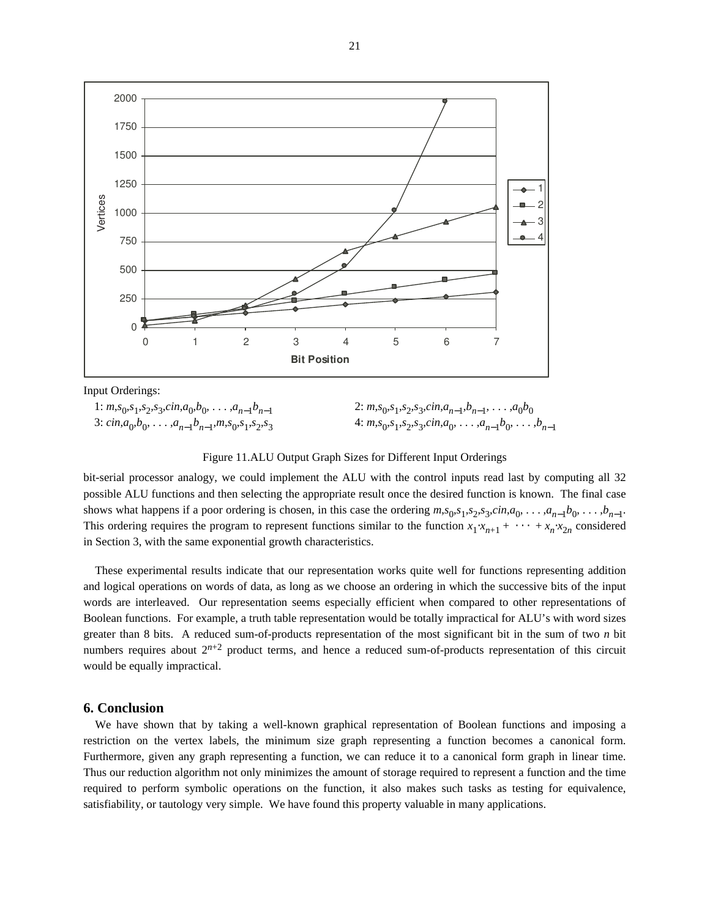Input Orderings:

1: $m,s_0,s_1,s_2,s_3,cin,a_0,b_0, \ldots ,a_{n-1}b_{n-1}$

2: $m,s_0,s_1,s_2,s_3,cin,a_{n-1},b_{n-1}, \ldots ,a_0b_0$

3: $cin,a_0,b_0, \ldots ,a_{n-1}b_{n-1},m,s_0,s_1,s_2,s_3$

4: $m,s_0,s_1,s_2,s_3,cin,a_0, \ldots ,a_{n-1}b_0, \ldots ,b_{n-1}$

Figure 11. ALU Output Graph Sizes for Different Input Orderings

bit-serial processor analogy, we could implement the ALU with the control inputs read last by computing all 32 possible ALU functions and then selecting the appropriate result once the desired function is known. The final case shows what happens if a poor ordering is chosen, in this case the ordering $m,s_0,s_1,s_2,s_3,cin,a_0, \ldots ,a_{n-1}b_0, \ldots ,b_{n-1}$. This ordering requires the program to represent functions similar to the function $x_1 \cdot x_{n+1} + \cdots + x_n \cdot x_{2n}$ considered in Section 3, with the same exponential growth characteristics.

These experimental results indicate that our representation works quite well for functions representing addition and logical operations on words of data, as long as we choose an ordering in which the successive bits of the input words are interleaved. Our representation seems especially efficient when compared to other representations of Boolean functions. For example, a truth table representation would be totally impractical for ALU's with word sizes greater than 8 bits. A reduced sum-of-products representation of the most significant bit in the sum of two *n* bit numbers requires about $2^{n+2}$ product terms, and hence a reduced sum-of-products representation of this circuit would be equally impractical.

## 6. Conclusion

We have shown that by taking a well-known graphical representation of Boolean functions and imposing a restriction on the vertex labels, the minimum size graph representing a function becomes a canonical form. Furthermore, given any graph representing a function, we can reduce it to a canonical form graph in linear time. Thus our reduction algorithm not only minimizes the amount of storage required to represent a function and the time required to perform symbolic operations on the function, it also makes such tasks as testing for equivalence, satisfiability, or tautology very simple. We have found this property valuable in many applications.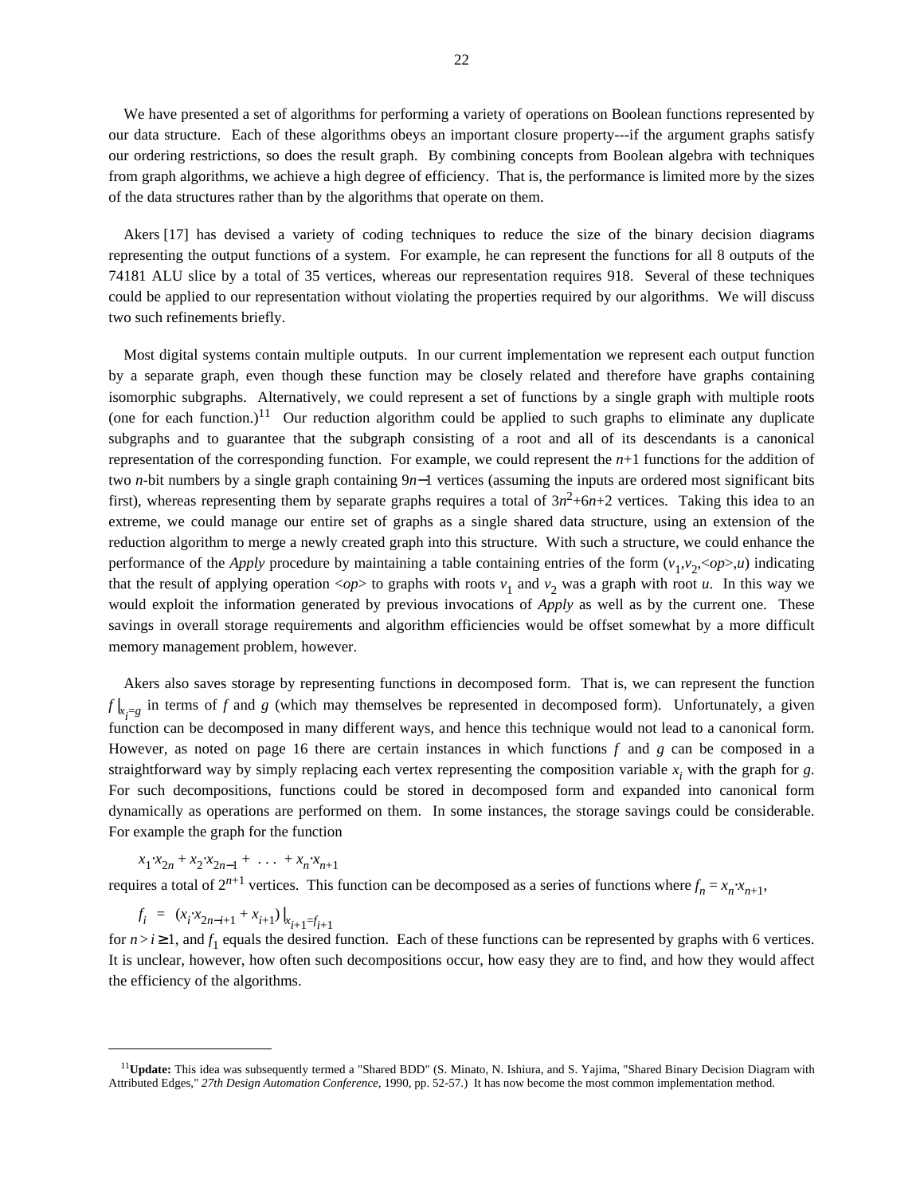We have presented a set of algorithms for performing a variety of operations on Boolean functions represented by our data structure. Each of these algorithms obeys an important closure property---if the argument graphs satisfy our ordering restrictions, so does the result graph. By combining concepts from Boolean algebra with techniques from graph algorithms, we achieve a high degree of efficiency. That is, the performance is limited more by the sizes of the data structures rather than by the algorithms that operate on them.

Akers [17] has devised a variety of coding techniques to reduce the size of the binary decision diagrams representing the output functions of a system. For example, he can represent the functions for all 8 outputs of the 74181 ALU slice by a total of 35 vertices, whereas our representation requires 918. Several of these techniques could be applied to our representation without violating the properties required by our algorithms. We will discuss two such refinements briefly.

Most digital systems contain multiple outputs. In our current implementation we represent each output function by a separate graph, even though these function may be closely related and therefore have graphs containing isomorphic subgraphs. Alternatively, we could represent a set of functions by a single graph with multiple roots (one for each function.)[11] Our reduction algorithm could be applied to such graphs to eliminate any duplicate subgraphs and to guarantee that the subgraph consisting of a root and all of its descendants is a canonical representation of the corresponding function. For example, we could represent the $n+1$ functions for the addition of two $n$-bit numbers by a single graph containing $9n-1$ vertices (assuming the inputs are ordered most significant bits first), whereas representing them by separate graphs requires a total of $3n^2+6n+2$ vertices. Taking this idea to an extreme, we could manage our entire set of graphs as a single shared data structure, using an extension of the reduction algorithm to merge a newly created graph into this structure. With such a structure, we could enhance the performance of the *Apply* procedure by maintaining a table containing entries of the form $(v_1, v_2, \langle op \rangle, u)$ indicating that the result of applying operation $\langle op \rangle$ to graphs with roots $v_1$ and $v_2$ was a graph with root $u$. In this way we would exploit the information generated by previous invocations of *Apply* as well as by the current one. These savings in overall storage requirements and algorithm efficiencies would be offset somewhat by a more difficult memory management problem, however.

Akers also saves storage by representing functions in decomposed form. That is, we can represent the function $f|_{x_i=g}$ in terms of $f$ and $g$ (which may themselves be represented in decomposed form). Unfortunately, a given function can be decomposed in many different ways, and hence this technique would not lead to a canonical form. However, as noted on page 16 there are certain instances in which functions $f$ and $g$ can be composed in a straightforward way by simply replacing each vertex representing the composition variable $x_i$ with the graph for $g$. For such decompositions, functions could be stored in decomposed form and expanded into canonical form dynamically as operations are performed on them. In some instances, the storage savings could be considerable. For example the graph for the function

$$x_1 \cdot x_{2n} + x_2 \cdot x_{2n-1} + \ldots + x_n \cdot x_{n+1}$$

requires a total of $2^{n+1}$ vertices. This function can be decomposed as a series of functions where $f_n = x_n \cdot x_{n+1}$,

$$f_i \;=\; (x_i \cdot x_{2n-i+1} + x_{i+1})\,|_{x_{i+1}=f_{i+1}}$$

for $n > i \geq 1$, and $f_1$ equals the desired function. Each of these functions can be represented by graphs with 6 vertices. It is unclear, however, how often such decompositions occur, how easy they are to find, and how they would affect the efficiency of the algorithms.

---

[11] **Update:** This idea was subsequently termed a "Shared BDD" (S. Minato, N. Ishiura, and S. Yajima, "Shared Binary Decision Diagram with Attributed Edges," *27th Design Automation Conference*, 1990, pp. 52-57.) It has now become the most common implementation method.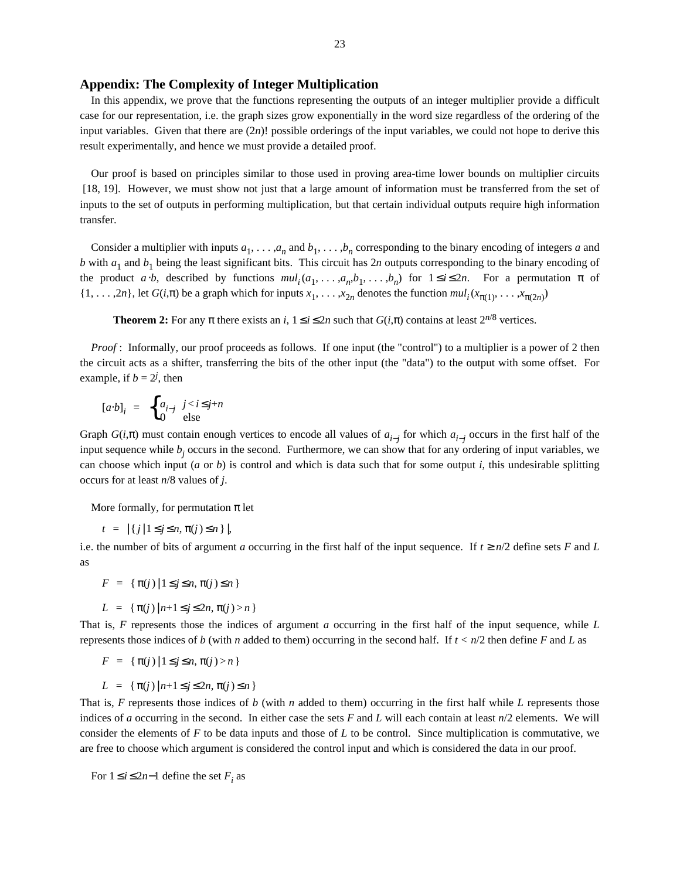## Appendix: The Complexity of Integer Multiplication

In this appendix, we prove that the functions representing the outputs of an integer multiplier provide a difficult case for our representation, i.e. the graph sizes grow exponentially in the word size regardless of the ordering of the input variables. Given that there are $(2n)!$ possible orderings of the input variables, we could not hope to derive this result experimentally, and hence we must provide a detailed proof.

Our proof is based on principles similar to those used in proving area-time lower bounds on multiplier circuits [18, 19]. However, we must show not just that a large amount of information must be transferred from the set of inputs to the set of outputs in performing multiplication, but that certain individual outputs require high information transfer.

Consider a multiplier with inputs $a_1, \ldots, a_n$ and $b_1, \ldots, b_n$ corresponding to the binary encoding of integers $a$ and $b$ with $a_1$ and $b_1$ being the least significant bits. This circuit has $2n$ outputs corresponding to the binary encoding of the product $a \cdot b$, described by functions $mul_i(a_1, \ldots, a_n, b_1, \ldots, b_n)$ for $1 \leq i \leq 2n$. For a permutation $\pi$ of $\{1, \ldots, 2n\}$, let $G(i,\pi)$ be a graph which for inputs $x_1, \ldots, x_{2n}$ denotes the function $mul_i(x_{\pi(1)}, \ldots, x_{\pi(2n)})$

**Theorem 2:** For any $\pi$ there exists an $i$, $1 \leq i \leq 2n$ such that $G(i,\pi)$ contains at least $2^{n/8}$ vertices.

*Proof* : Informally, our proof proceeds as follows. If one input (the "control") to a multiplier is a power of 2 then the circuit acts as a shifter, transferring the bits of the other input (the "data") to the output with some offset. For example, if $b = 2^j$, then

$$[a \cdot b]_i = \begin{cases} a_{i-j} & j < i \leq j+n \\ 0 & \text{else} \end{cases}$$

Graph $G(i,\pi)$ must contain enough vertices to encode all values of $a_{i-j}$ for which $a_{i-j}$ occurs in the first half of the input sequence while $b_j$ occurs in the second. Furthermore, we can show that for any ordering of input variables, we can choose which input ($a$ or $b$) is control and which is data such that for some output $i$, this undesirable splitting occurs for at least $n/8$ values of $j$.

More formally, for permutation $\pi$ let

$$t = |\{ j \mid 1 \leq j \leq n, \pi(j) \leq n \}|,$$

i.e. the number of bits of argument $a$ occurring in the first half of the input sequence. If $t \geq n/2$ define sets $F$ and $L$ as

$$F = \{ \pi(j) \mid 1 \leq j \leq n, \pi(j) \leq n \}$$

$$L = \{ \pi(j) \mid n+1 \leq j \leq 2n, \pi(j) > n \}$$

That is, $F$ represents those the indices of argument $a$ occurring in the first half of the input sequence, while $L$ represents those indices of $b$ (with $n$ added to them) occurring in the second half. If $t < n/2$ then define $F$ and $L$ as

$$F = \{ \pi(j) \mid 1 \leq j \leq n, \pi(j) > n \}$$

$$L = \{ \pi(j) \mid n+1 \leq j \leq 2n, \pi(j) \leq n \}$$

That is, $F$ represents those indices of $b$ (with $n$ added to them) occurring in the first half while $L$ represents those indices of $a$ occurring in the second. In either case the sets $F$ and $L$ will each contain at least $n/2$ elements. We will consider the elements of $F$ to be data inputs and those of $L$ to be control. Since multiplication is commutative, we are free to choose which argument is considered the control input and which is considered the data in our proof.

For $1 \leq i \leq 2n-1$ define the set $F_i$ as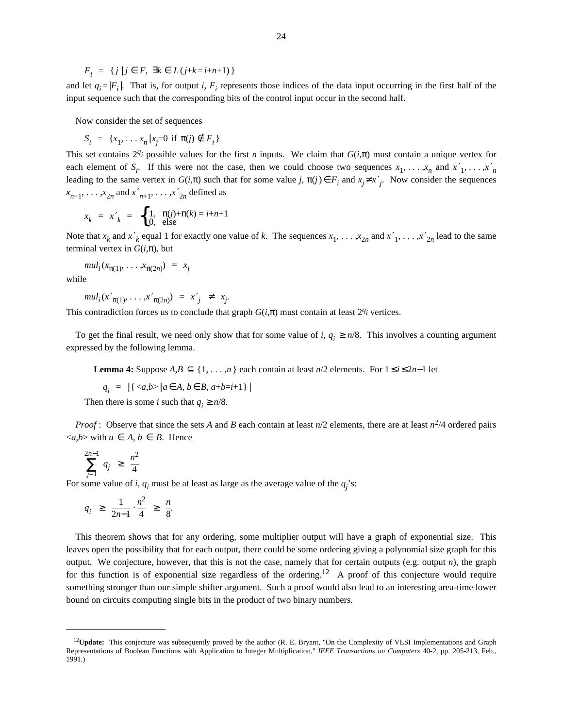$$F_i \;=\; \{\, j \mid j \in F,\; \exists k \in L\,(j{+}k = i{+}n{+}1)\,\}$$

and let $q_i = |F_i|$. That is, for output $i$, $F_i$ represents those indices of the data input occurring in the first half of the input sequence such that the corresponding bits of the control input occur in the second half.

Now consider the set of sequences

$$S_i \;=\; \{x_1, \ldots x_n \mid x_j{=}0 \text{ if } \pi(j) \notin F_i\}$$

This set contains $2^{q_i}$ possible values for the first $n$ inputs. We claim that $G(i,\pi)$ must contain a unique vertex for each element of $S_i$. If this were not the case, then we could choose two sequences $x_1, \ldots, x_n$ and $x'_1, \ldots, x'_n$ leading to the same vertex in $G(i,\pi)$ such that for some value $j$, $\pi(j) \in F_i$ and $x_j \neq x'_j$. Now consider the sequences $x_{n+1}, \ldots, x_{2n}$ and $x'_{n+1}, \ldots, x'_{2n}$ defined as

$$x_k \;=\; x'_k \;=\; \begin{cases} 1, & \pi(j){+}\pi(k) = i{+}n{+}1 \\ 0, & \text{else} \end{cases}$$

Note that $x_k$ and $x'_k$ equal 1 for exactly one value of $k$. The sequences $x_1, \ldots, x_{2n}$ and $x'_1, \ldots, x'_{2n}$ lead to the same terminal vertex in $G(i,\pi)$, but

$$mul_i(x_{\pi(1)}, \ldots, x_{\pi(2n)}) \;=\; x_j$$

while

$$mul_i(x'_{\pi(1)}, \ldots, x'_{\pi(2n)}) \;=\; x'_j \;\neq\; x_j.$$

This contradiction forces us to conclude that graph $G(i,\pi)$ must contain at least $2^{q_i}$ vertices.

To get the final result, we need only show that for some value of $i$, $q_i \geq n/8$. This involves a counting argument expressed by the following lemma.

**Lemma 4:** Suppose $A,B \subseteq \{1, \ldots, n\}$ each contain at least $n/2$ elements. For $1 \leq i \leq 2n{-}1$ let

$$q_i \;=\; \left|\{\, <a,b> \mid a \in A,\; b \in B,\; a{+}b = i{+}1\}\right|$$

Then there is some $i$ such that $q_i \geq n/8$.

*Proof*: Observe that since the sets $A$ and $B$ each contain at least $n/2$ elements, there are at least $n^2/4$ ordered pairs $<a,b>$ with $a \in A$, $b \in B$. Hence

$$\sum_{j=1}^{2n-1} q_j \;\geq\; \frac{n^2}{4}$$

For some value of $i$, $q_i$ must be at least as large as the average value of the $q_j$'s:

$$q_i \;\geq\; \frac{1}{2n{-}1} \cdot \frac{n^2}{4} \;\geq\; \frac{n}{8}.$$

This theorem shows that for any ordering, some multiplier output will have a graph of exponential size. This leaves open the possibility that for each output, there could be some ordering giving a polynomial size graph for this output. We conjecture, however, that this is not the case, namely that for certain outputs (e.g. output $n$), the graph for this function is of exponential size regardless of the ordering.[12] A proof of this conjecture would require something stronger than our simple shifter argument. Such a proof would also lead to an interesting area-time lower bound on circuits computing single bits in the product of two binary numbers.

---

[12] **Update:** This conjecture was subsequently proved by the author (R. E. Bryant, "On the Complexity of VLSI Implementations and Graph Representations of Boolean Functions with Application to Integer Multiplication," *IEEE Transactions on Computers* 40-2, pp. 205-213, Feb., 1991.)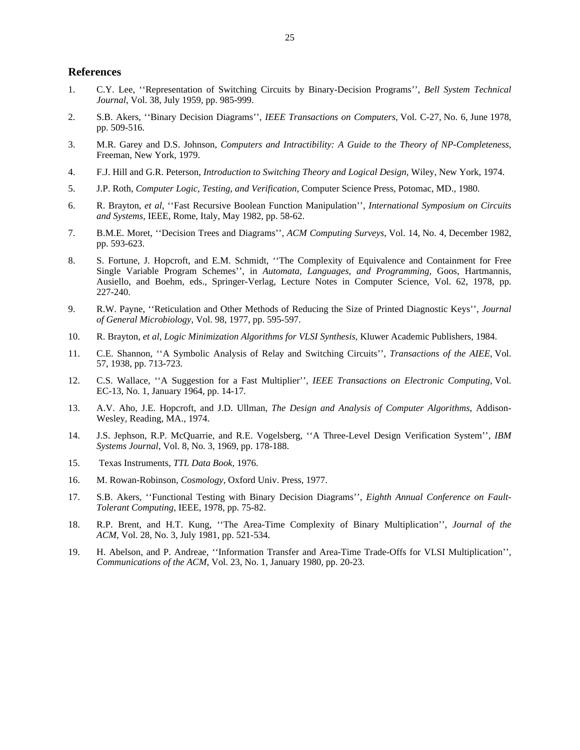## References

1. C.Y. Lee, ''Representation of Switching Circuits by Binary-Decision Programs'', *Bell System Technical Journal*, Vol. 38, July 1959, pp. 985-999.

2. S.B. Akers, ''Binary Decision Diagrams'', *IEEE Transactions on Computers*, Vol. C-27, No. 6, June 1978, pp. 509-516.

3. M.R. Garey and D.S. Johnson, *Computers and Intractibility: A Guide to the Theory of NP-Completeness,* Freeman, New York, 1979.

4. F.J. Hill and G.R. Peterson, *Introduction to Switching Theory and Logical Design,* Wiley, New York, 1974.

5. J.P. Roth, *Computer Logic, Testing, and Verification,* Computer Science Press, Potomac, MD., 1980.

6. R. Brayton, *et al*, ''Fast Recursive Boolean Function Manipulation'', *International Symposium on Circuits and Systems*, IEEE, Rome, Italy, May 1982, pp. 58-62.

7. B.M.E. Moret, ''Decision Trees and Diagrams'', *ACM Computing Surveys,* Vol. 14, No. 4, December 1982, pp. 593-623.

8. S. Fortune, J. Hopcroft, and E.M. Schmidt, ''The Complexity of Equivalence and Containment for Free Single Variable Program Schemes'', in *Automata, Languages, and Programming,* Goos, Hartmannis, Ausiello, and Boehm, eds., Springer-Verlag, Lecture Notes in Computer Science, Vol. 62, 1978, pp. 227-240.

9. R.W. Payne, ''Reticulation and Other Methods of Reducing the Size of Printed Diagnostic Keys'', *Journal of General Microbiology*, Vol. 98, 1977, pp. 595-597.

10. R. Brayton, *et al*, *Logic Minimization Algorithms for VLSI Synthesis,* Kluwer Academic Publishers, 1984.

11. C.E. Shannon, ''A Symbolic Analysis of Relay and Switching Circuits'', *Transactions of the AIEE*, Vol. 57, 1938, pp. 713-723.

12. C.S. Wallace, ''A Suggestion for a Fast Multiplier'', *IEEE Transactions on Electronic Computing*, Vol. EC-13, No. 1, January 1964, pp. 14-17.

13. A.V. Aho, J.E. Hopcroft, and J.D. Ullman, *The Design and Analysis of Computer Algorithms,* Addison-Wesley, Reading, MA., 1974.

14. J.S. Jephson, R.P. McQuarrie, and R.E. Vogelsberg, ''A Three-Level Design Verification System'', *IBM Systems Journal*, Vol. 8, No. 3, 1969, pp. 178-188.

15. Texas Instruments, *TTL Data Book,* 1976.

16. M. Rowan-Robinson, *Cosmology,* Oxford Univ. Press, 1977.

17. S.B. Akers, ''Functional Testing with Binary Decision Diagrams'', *Eighth Annual Conference on Fault-Tolerant Computing*, IEEE, 1978, pp. 75-82.

18. R.P. Brent, and H.T. Kung, ''The Area-Time Complexity of Binary Multiplication'', *Journal of the ACM*, Vol. 28, No. 3, July 1981, pp. 521-534.

19. H. Abelson, and P. Andreae, ''Information Transfer and Area-Time Trade-Offs for VLSI Multiplication'', *Communications of the ACM*, Vol. 23, No. 1, January 1980, pp. 20-23.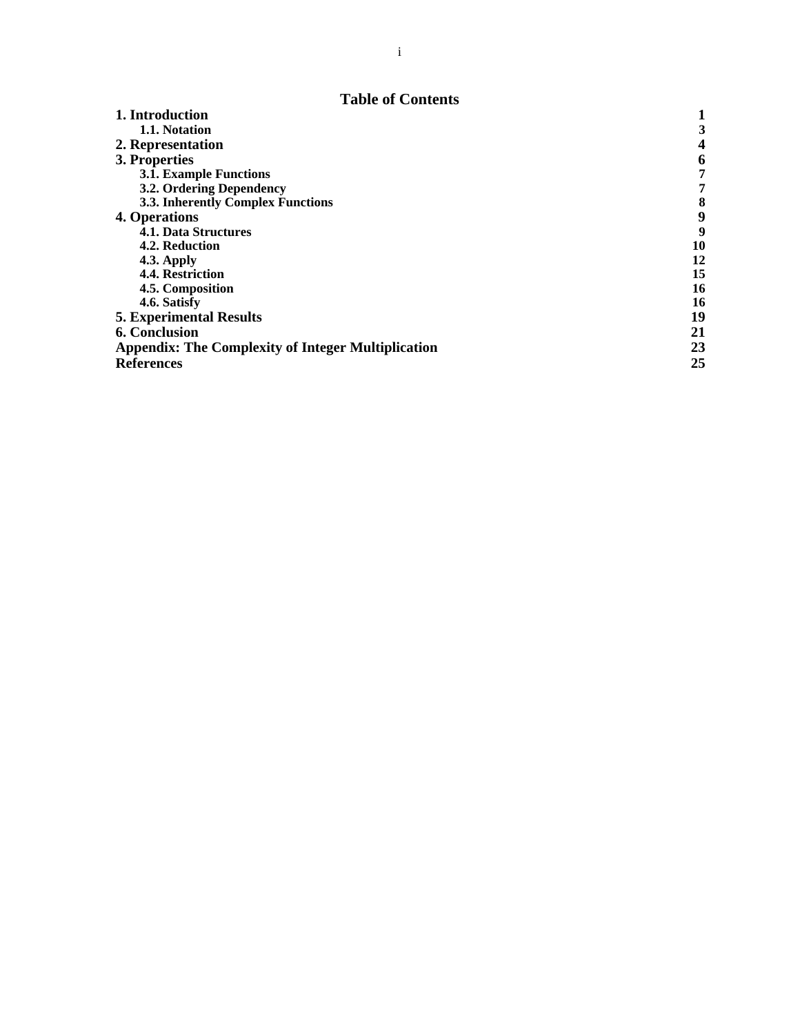# Table of Contents

| | |
|---|---|
| **1. Introduction** | **1** |
| **1.1. Notation** | **3** |
| **2. Representation** | **4** |
| **3. Properties** | **6** |
| **3.1. Example Functions** | **7** |
| **3.2. Ordering Dependency** | **7** |
| **3.3. Inherently Complex Functions** | **8** |
| **4. Operations** | **9** |
| **4.1. Data Structures** | **9** |
| **4.2. Reduction** | **10** |
| **4.3. Apply** | **12** |
| **4.4. Restriction** | **15** |
| **4.5. Composition** | **16** |
| **4.6. Satisfy** | **16** |
| **5. Experimental Results** | **19** |
| **6. Conclusion** | **21** |
| **Appendix: The Complexity of Integer Multiplication** | **23** |
| **References** | **25** |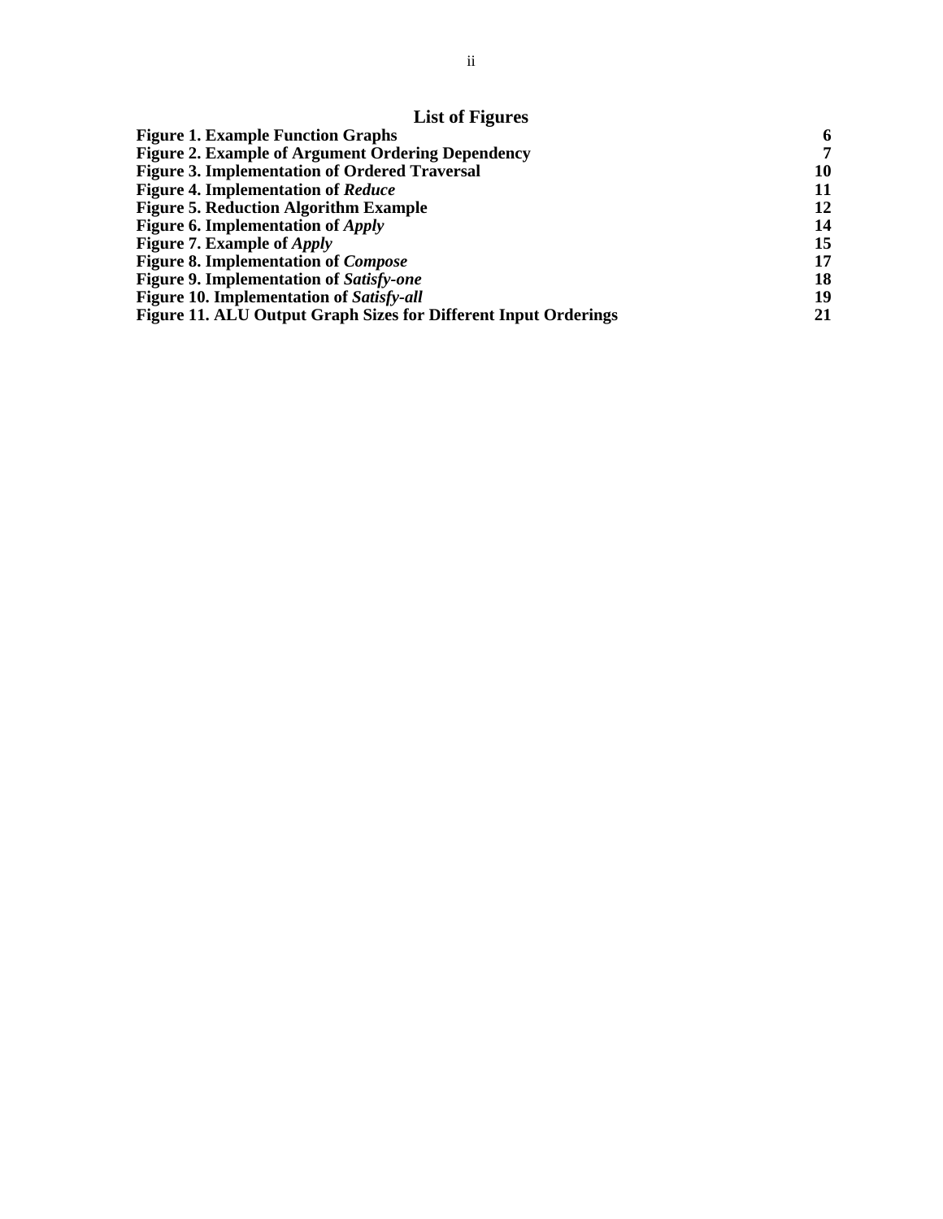# List of Figures

| | |
|---|---|
| **Figure 1. Example Function Graphs** | **6** |
| **Figure 2. Example of Argument Ordering Dependency** | **7** |
| **Figure 3. Implementation of Ordered Traversal** | **10** |
| **Figure 4. Implementation of *Reduce*** | **11** |
| **Figure 5. Reduction Algorithm Example** | **12** |
| **Figure 6. Implementation of *Apply*** | **14** |
| **Figure 7. Example of *Apply*** | **15** |
| **Figure 8. Implementation of *Compose*** | **17** |
| **Figure 9. Implementation of *Satisfy-one*** | **18** |
| **Figure 10. Implementation of *Satisfy-all*** | **19** |
| **Figure 11. ALU Output Graph Sizes for Different Input Orderings** | **21** |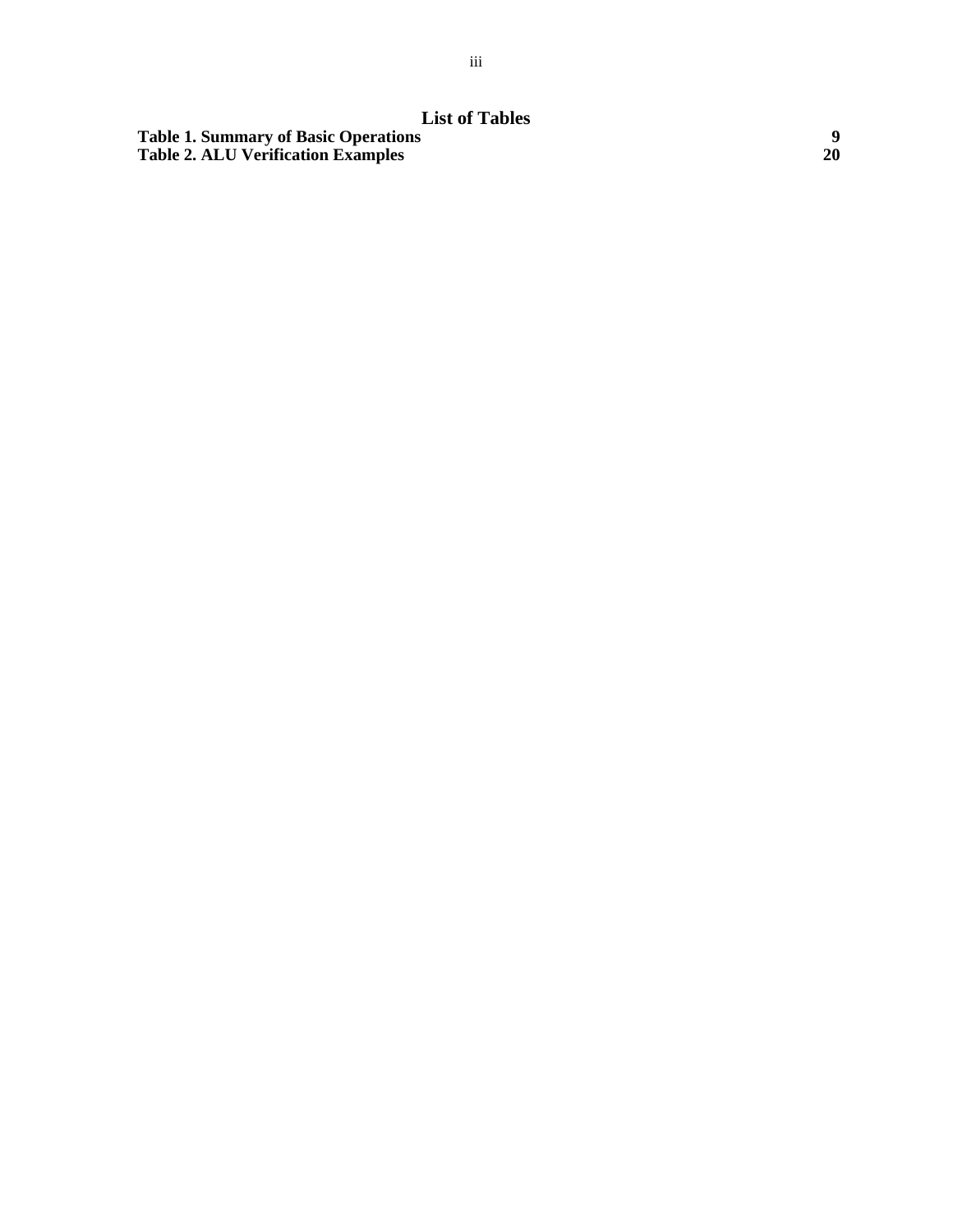# List of Tables

**Table 1. Summary of Basic Operations** **9**

**Table 2. ALU Verification Examples** **20**